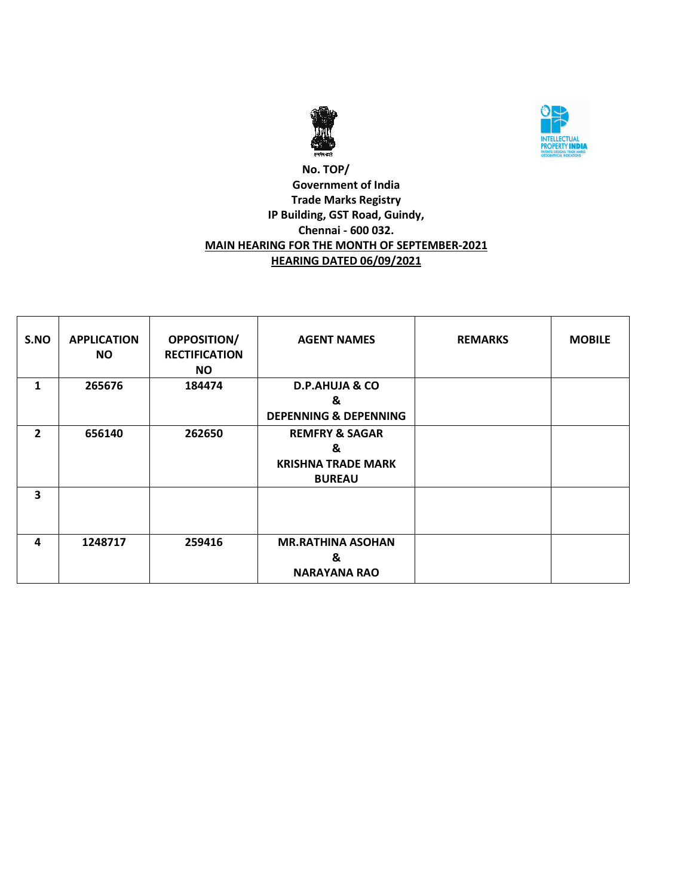No. TOP/

Government of India

Trade Marks Registry

IP Building, GST Road, Guindy,

Chennai - 600 032.

**MAIN HEARING FOR THE MONTH OF SEPTEMBER-2021**

**HEARING DATED 06/09/2021**

| S.NO | APPLICATION NO | OPPOSITION/ RECTIFICATION NO | AGENT NAMES | REMARKS | MOBILE |
|---|---|---|---|---|---|
| 1 | 265676 | 184474 | D.P.AHUJA & CO & DEPENNING & DEPENNING | | |
| 2 | 656140 | 262650 | REMFRY & SAGAR & KRISHNA TRADE MARK BUREAU | | |
| 3 | | | | | |
| 4 | 1248717 | 259416 | MR.RATHINA ASOHAN & NARAYANA RAO | | |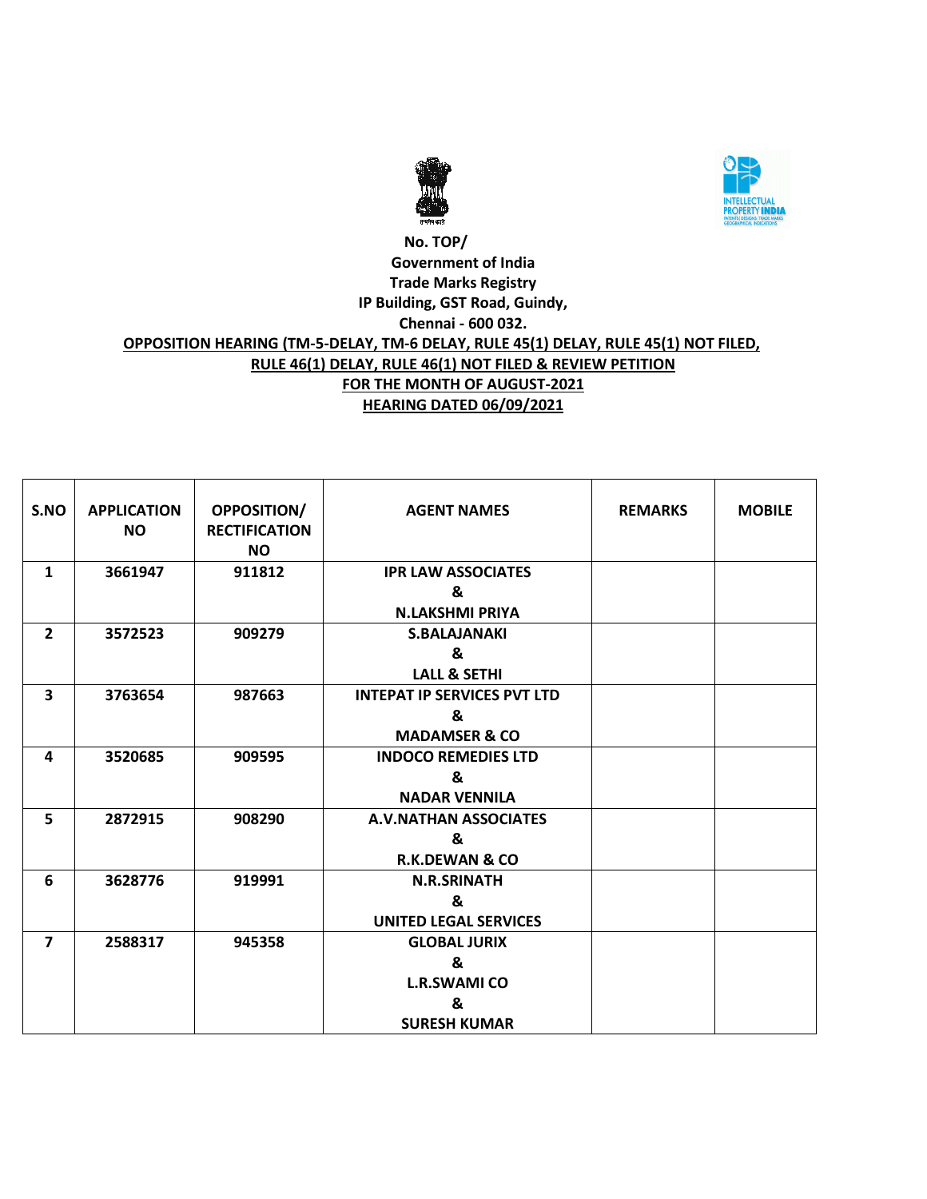**No. TOP/**

**Government of India**

**Trade Marks Registry**

**IP Building, GST Road, Guindy,**

**Chennai - 600 032.**

**OPPOSITION HEARING (TM-5-DELAY, TM-6 DELAY, RULE 45(1) DELAY, RULE 45(1) NOT FILED, RULE 46(1) DELAY, RULE 46(1) NOT FILED & REVIEW PETITION**

**FOR THE MONTH OF AUGUST-2021**

**HEARING DATED 06/09/2021**

| S.NO | APPLICATION NO | OPPOSITION/ RECTIFICATION NO | AGENT NAMES | REMARKS | MOBILE |
|---|---|---|---|---|---|
| 1 | 3661947 | 911812 | IPR LAW ASSOCIATES & N.LAKSHMI PRIYA | | |
| 2 | 3572523 | 909279 | S.BALAJANAKI & LALL & SETHI | | |
| 3 | 3763654 | 987663 | INTEPAT IP SERVICES PVT LTD & MADAMSER & CO | | |
| 4 | 3520685 | 909595 | INDOCO REMEDIES LTD & NADAR VENNILA | | |
| 5 | 2872915 | 908290 | A.V.NATHAN ASSOCIATES & R.K.DEWAN & CO | | |
| 6 | 3628776 | 919991 | N.R.SRINATH & UNITED LEGAL SERVICES | | |
| 7 | 2588317 | 945358 | GLOBAL JURIX & L.R.SWAMI CO & SURESH KUMAR | | |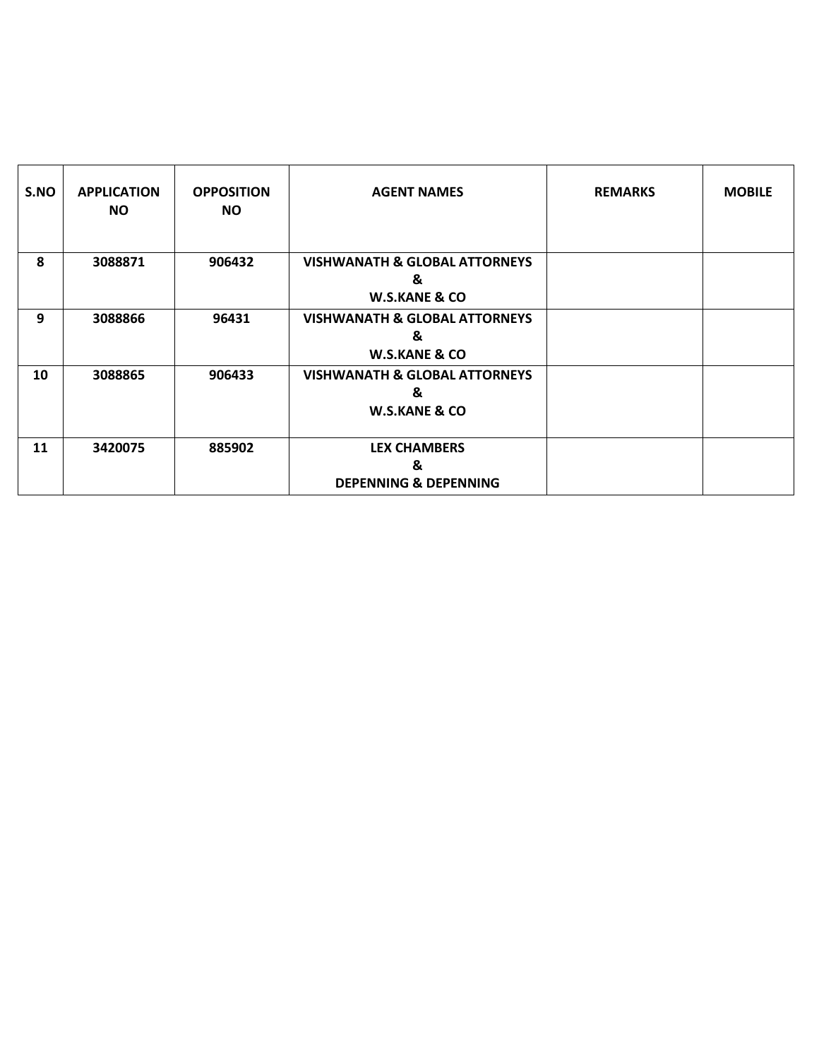| S.NO | APPLICATION NO | OPPOSITION NO | AGENT NAMES | REMARKS | MOBILE |
|---|---|---|---|---|---|
| 8 | 3088871 | 906432 | VISHWANATH & GLOBAL ATTORNEYS & W.S.KANE & CO | | |
| 9 | 3088866 | 96431 | VISHWANATH & GLOBAL ATTORNEYS & W.S.KANE & CO | | |
| 10 | 3088865 | 906433 | VISHWANATH & GLOBAL ATTORNEYS & W.S.KANE & CO | | |
| 11 | 3420075 | 885902 | LEX CHAMBERS & DEPENNING & DEPENNING | | |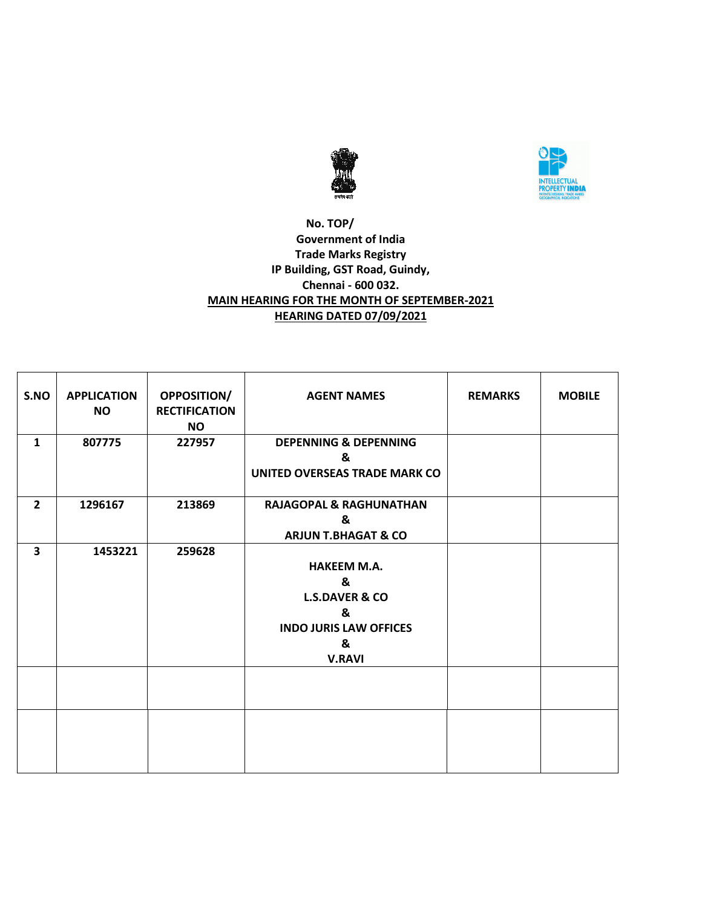**No. TOP/**
**Government of India**
**Trade Marks Registry**
**IP Building, GST Road, Guindy,**
**Chennai - 600 032.**

**MAIN HEARING FOR THE MONTH OF SEPTEMBER-2021**

**HEARING DATED 07/09/2021**

| S.NO | APPLICATION NO | OPPOSITION/ RECTIFICATION NO | AGENT NAMES | REMARKS | MOBILE |
|---|---|---|---|---|---|
| 1 | 807775 | 227957 | DEPENNING & DEPENNING & UNITED OVERSEAS TRADE MARK CO | | |
| 2 | 1296167 | 213869 | RAJAGOPAL & RAGHUNATHAN & ARJUN T.BHAGAT & CO | | |
| 3 | 1453221 | 259628 | HAKEEM M.A. & L.S.DAVER & CO & INDO JURIS LAW OFFICES & V.RAVI | | |
| | | | | | |
| | | | | | |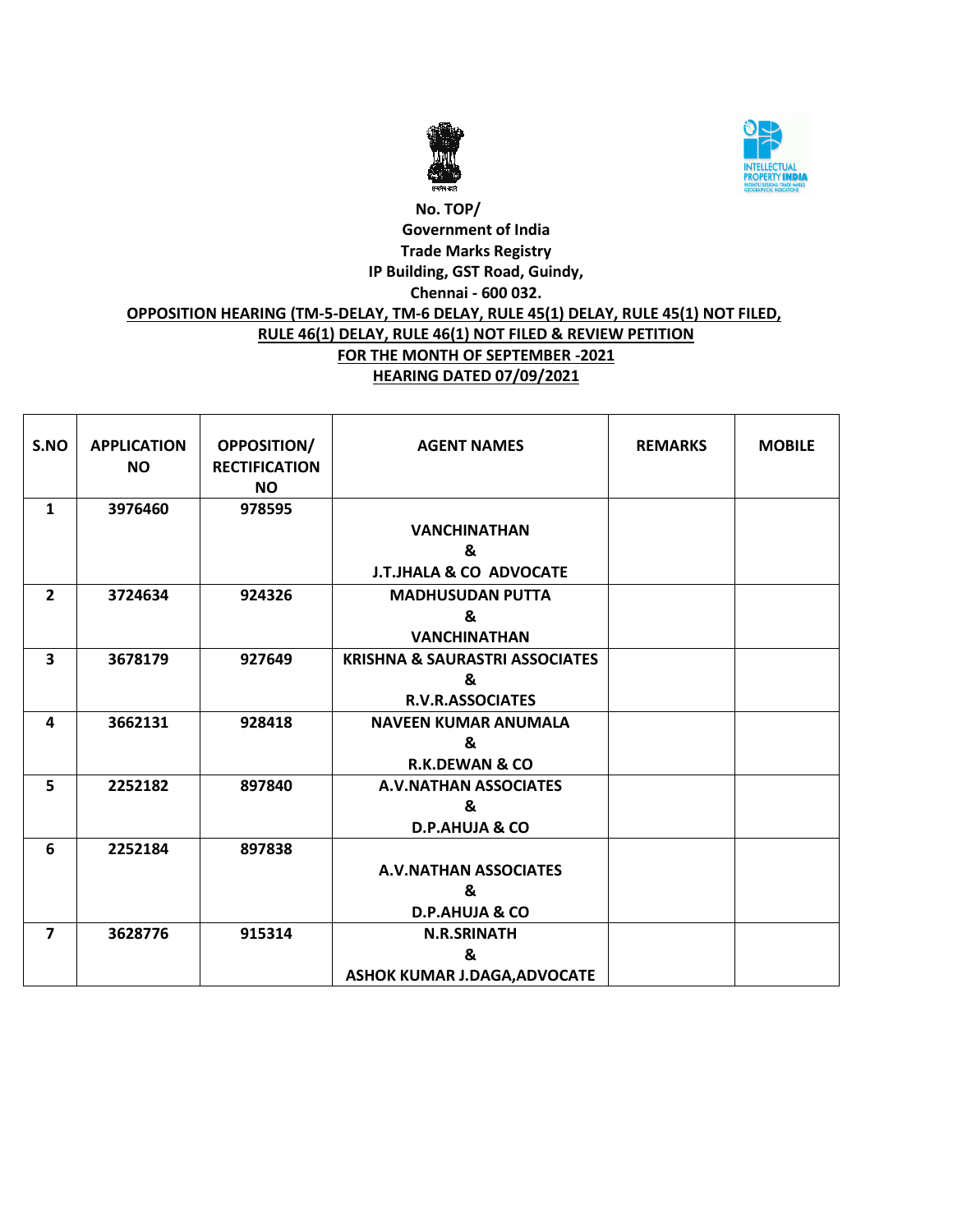No. TOP/

**Government of India**

**Trade Marks Registry**

**IP Building, GST Road, Guindy,**

**Chennai - 600 032.**

**OPPOSITION HEARING (TM-5-DELAY, TM-6 DELAY, RULE 45(1) DELAY, RULE 45(1) NOT FILED, RULE 46(1) DELAY, RULE 46(1) NOT FILED & REVIEW PETITION**

**FOR THE MONTH OF SEPTEMBER -2021**

**HEARING DATED 07/09/2021**

| S.NO | APPLICATION NO | OPPOSITION/ RECTIFICATION NO | AGENT NAMES | REMARKS | MOBILE |
|---|---|---|---|---|---|
| 1 | 3976460 | 978595 | VANCHINATHAN & J.T.JHALA & CO ADVOCATE | | |
| 2 | 3724634 | 924326 | MADHUSUDAN PUTTA & VANCHINATHAN | | |
| 3 | 3678179 | 927649 | KRISHNA & SAURASTRI ASSOCIATES & R.V.R.ASSOCIATES | | |
| 4 | 3662131 | 928418 | NAVEEN KUMAR ANUMALA & R.K.DEWAN & CO | | |
| 5 | 2252182 | 897840 | A.V.NATHAN ASSOCIATES & D.P.AHUJA & CO | | |
| 6 | 2252184 | 897838 | A.V.NATHAN ASSOCIATES & D.P.AHUJA & CO | | |
| 7 | 3628776 | 915314 | N.R.SRINATH & ASHOK KUMAR J.DAGA,ADVOCATE | | |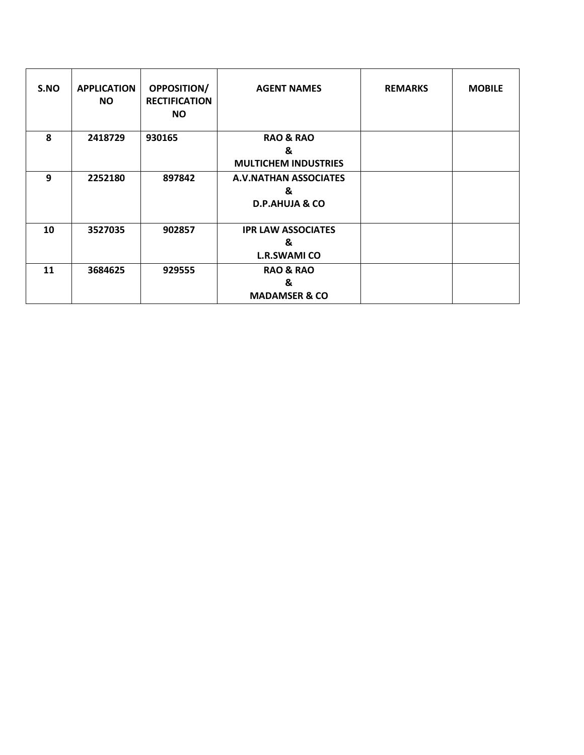| S.NO | APPLICATION NO | OPPOSITION/ RECTIFICATION NO | AGENT NAMES | REMARKS | MOBILE |
|---|---|---|---|---|---|
| 8 | 2418729 | 930165 | RAO & RAO & MULTICHEM INDUSTRIES | | |
| 9 | 2252180 | 897842 | A.V.NATHAN ASSOCIATES & D.P.AHUJA & CO | | |
| 10 | 3527035 | 902857 | IPR LAW ASSOCIATES & L.R.SWAMI CO | | |
| 11 | 3684625 | 929555 | RAO & RAO & MADAMSER & CO | | |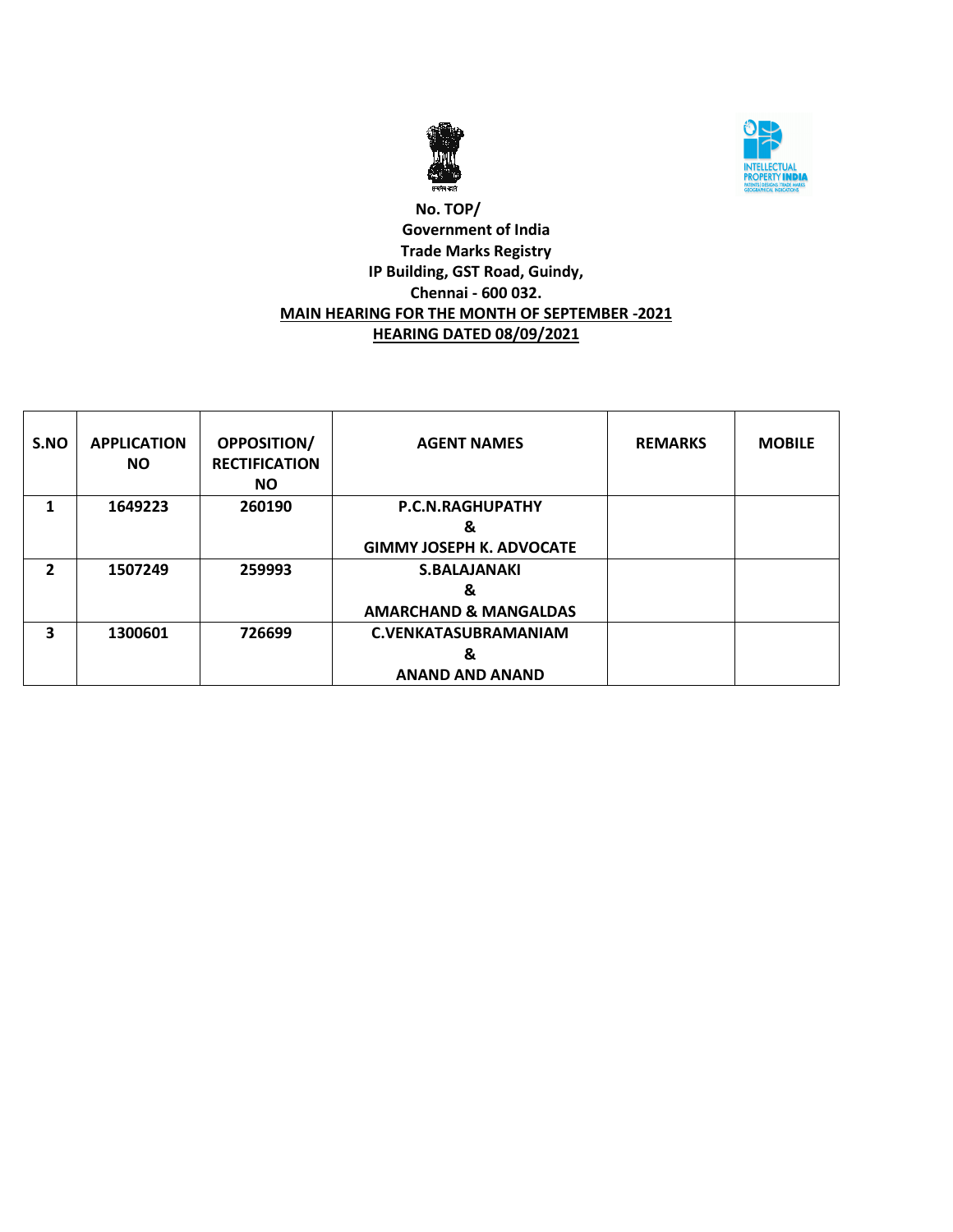**No. TOP/**
**Government of India**
**Trade Marks Registry**
**IP Building, GST Road, Guindy,**
**Chennai - 600 032.**

**MAIN HEARING FOR THE MONTH OF SEPTEMBER -2021**

**HEARING DATED 08/09/2021**

| S.NO | APPLICATION NO | OPPOSITION/ RECTIFICATION NO | AGENT NAMES | REMARKS | MOBILE |
|---|---|---|---|---|---|
| 1 | 1649223 | 260190 | P.C.N.RAGHUPATHY & GIMMY JOSEPH K. ADVOCATE | | |
| 2 | 1507249 | 259993 | S.BALAJANAKI & AMARCHAND & MANGALDAS | | |
| 3 | 1300601 | 726699 | C.VENKATASUBRAMANIAM & ANAND AND ANAND | | |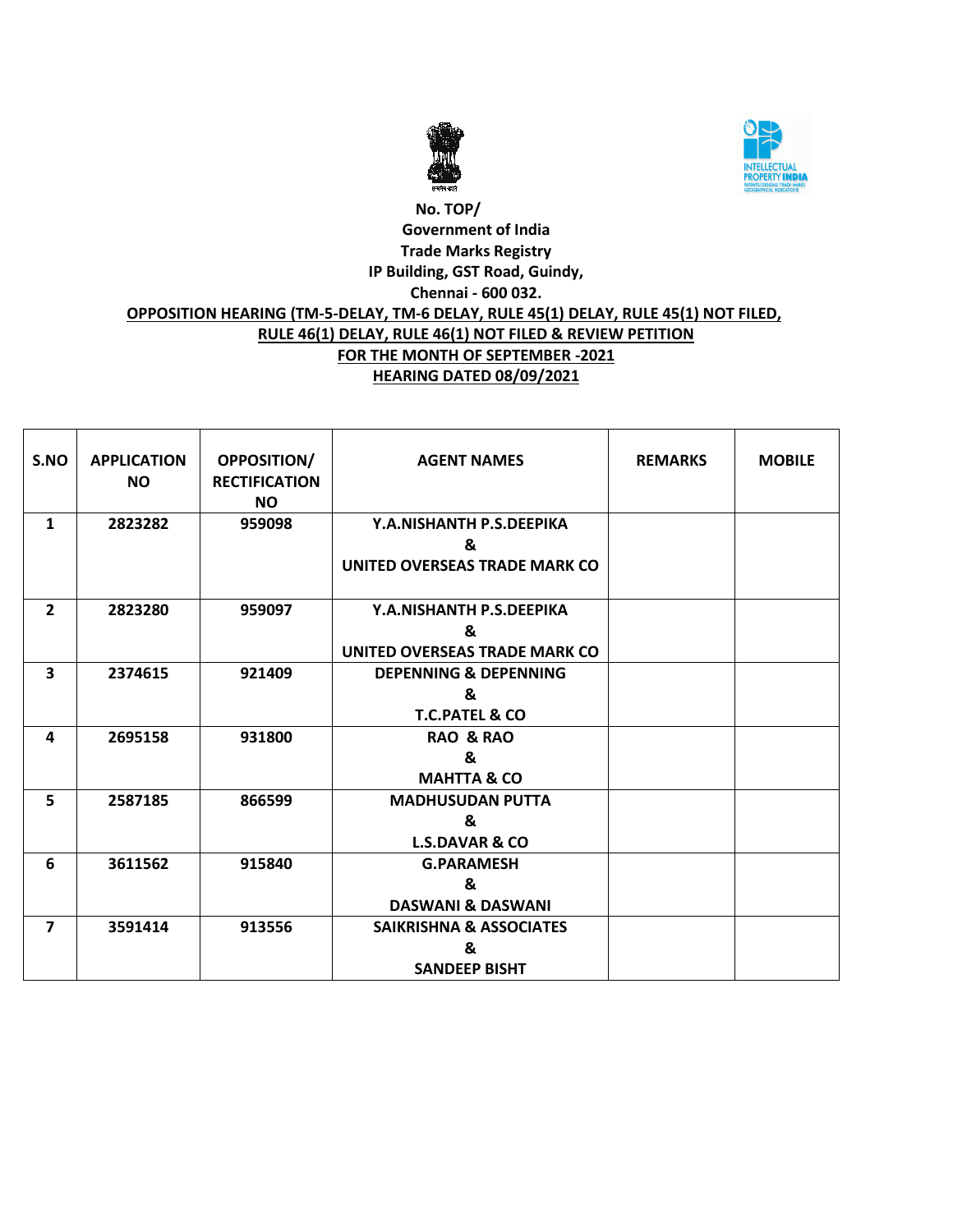No. TOP/
Government of India
Trade Marks Registry
IP Building, GST Road, Guindy,
Chennai - 600 032.

**OPPOSITION HEARING (TM-5-DELAY, TM-6 DELAY, RULE 45(1) DELAY, RULE 45(1) NOT FILED, RULE 46(1) DELAY, RULE 46(1) NOT FILED & REVIEW PETITION**

**FOR THE MONTH OF SEPTEMBER -2021**

**HEARING DATED 08/09/2021**

| S.NO | APPLICATION NO | OPPOSITION/ RECTIFICATION NO | AGENT NAMES | REMARKS | MOBILE |
|---|---|---|---|---|---|
| 1 | 2823282 | 959098 | Y.A.NISHANTH P.S.DEEPIKA & UNITED OVERSEAS TRADE MARK CO | | |
| 2 | 2823280 | 959097 | Y.A.NISHANTH P.S.DEEPIKA & UNITED OVERSEAS TRADE MARK CO | | |
| 3 | 2374615 | 921409 | DEPENNING & DEPENNING & T.C.PATEL & CO | | |
| 4 | 2695158 | 931800 | RAO & RAO & MAHTTA & CO | | |
| 5 | 2587185 | 866599 | MADHUSUDAN PUTTA & L.S.DAVAR & CO | | |
| 6 | 3611562 | 915840 | G.PARAMESH & DASWANI & DASWANI | | |
| 7 | 3591414 | 913556 | SAIKRISHNA & ASSOCIATES & SANDEEP BISHT | | |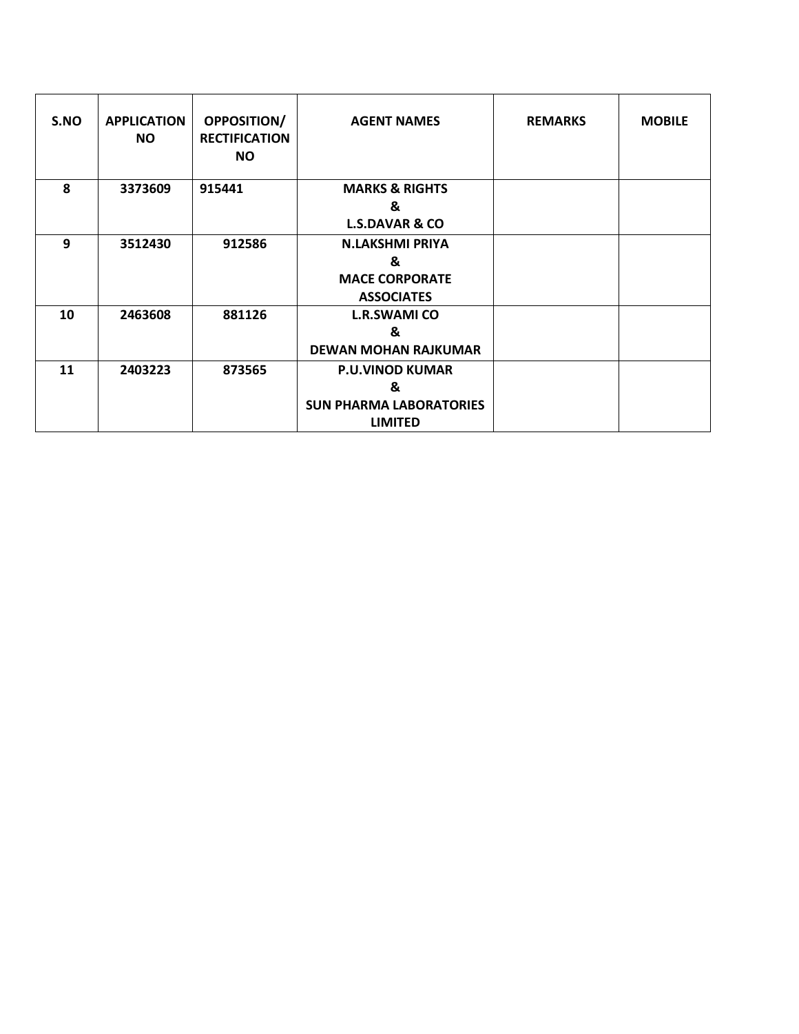| S.NO | APPLICATION NO | OPPOSITION/ RECTIFICATION NO | AGENT NAMES | REMARKS | MOBILE |
|---|---|---|---|---|---|
| 8 | 3373609 | 915441 | MARKS & RIGHTS & L.S.DAVAR & CO | | |
| 9 | 3512430 | 912586 | N.LAKSHMI PRIYA & MACE CORPORATE ASSOCIATES | | |
| 10 | 2463608 | 881126 | L.R.SWAMI CO & DEWAN MOHAN RAJKUMAR | | |
| 11 | 2403223 | 873565 | P.U.VINOD KUMAR & SUN PHARMA LABORATORIES LIMITED | | |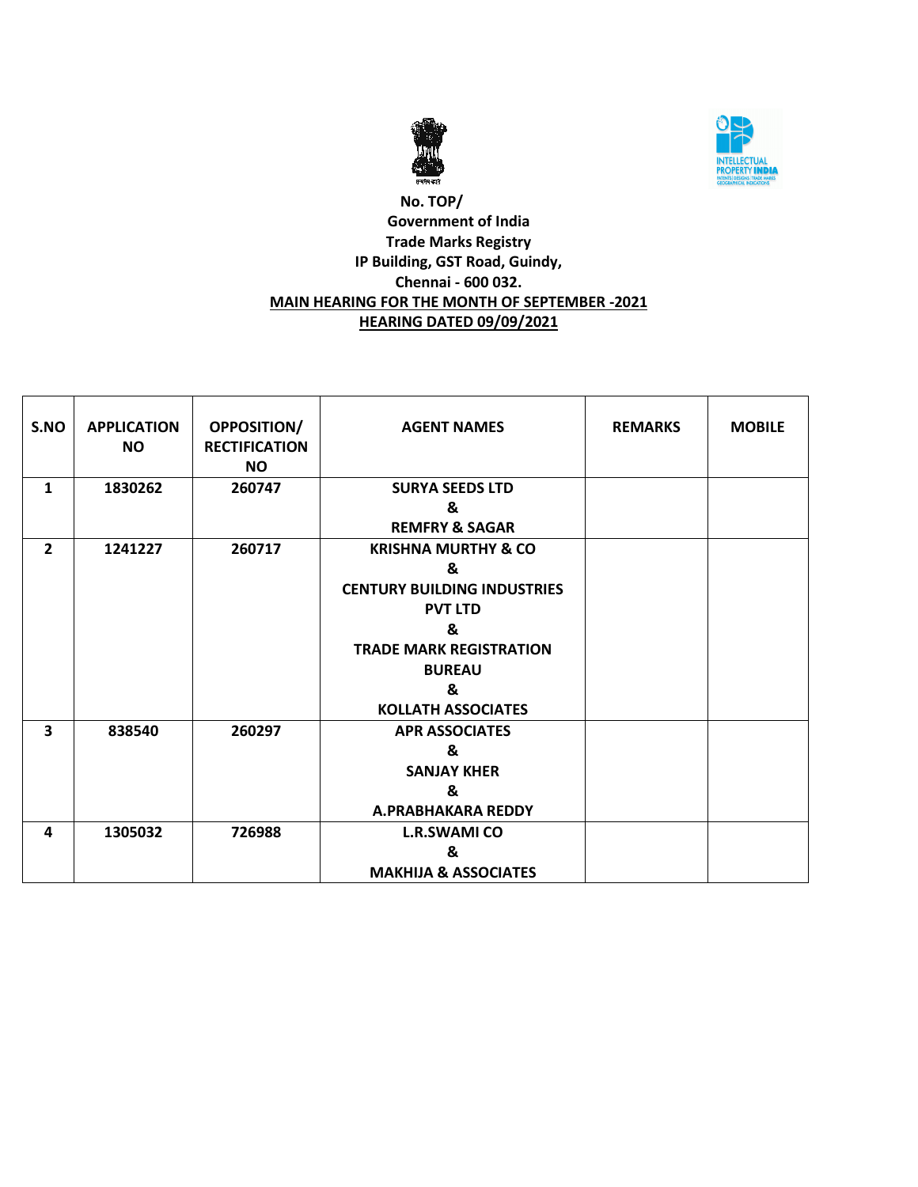No. TOP/
Government of India
Trade Marks Registry
IP Building, GST Road, Guindy,
Chennai - 600 032.

**MAIN HEARING FOR THE MONTH OF SEPTEMBER -2021**

**HEARING DATED 09/09/2021**

| S.NO | APPLICATION NO | OPPOSITION/ RECTIFICATION NO | AGENT NAMES | REMARKS | MOBILE |
|---|---|---|---|---|---|
| 1 | 1830262 | 260747 | SURYA SEEDS LTD & REMFRY & SAGAR | | |
| 2 | 1241227 | 260717 | KRISHNA MURTHY & CO & CENTURY BUILDING INDUSTRIES PVT LTD & TRADE MARK REGISTRATION BUREAU & KOLLATH ASSOCIATES | | |
| 3 | 838540 | 260297 | APR ASSOCIATES & SANJAY KHER & A.PRABHAKARA REDDY | | |
| 4 | 1305032 | 726988 | L.R.SWAMI CO & MAKHIJA & ASSOCIATES | | |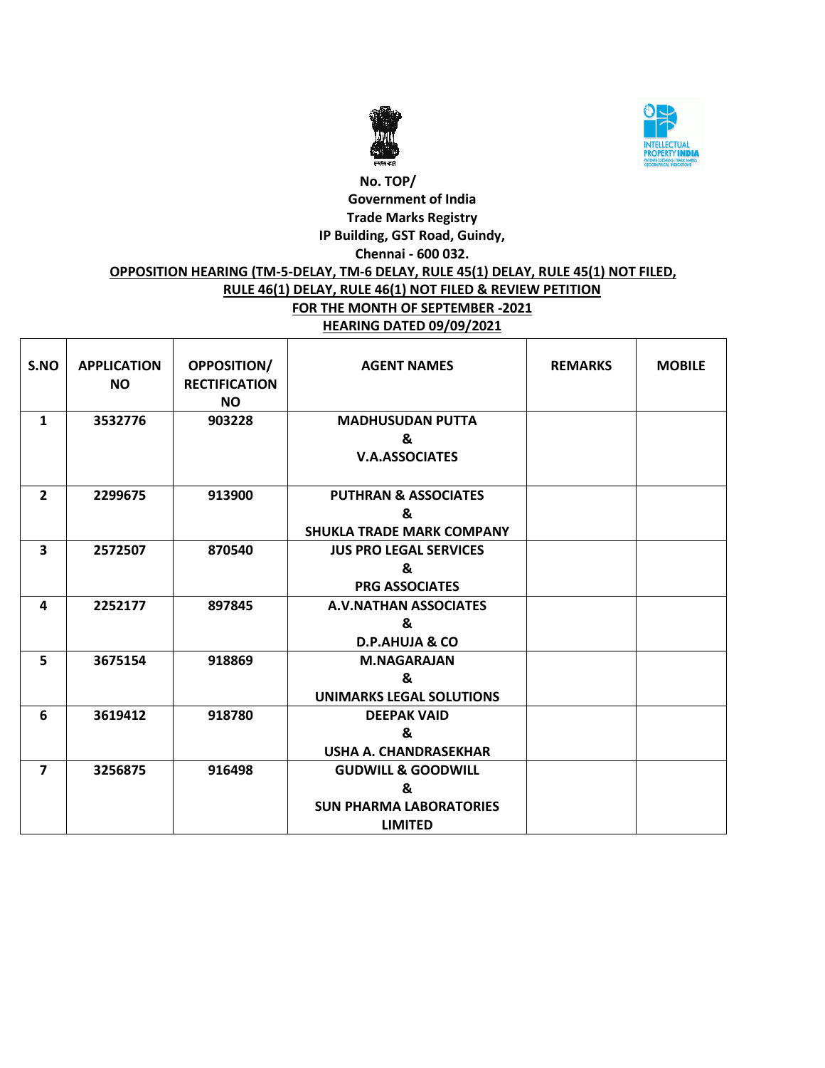No. TOP/

Government of India

Trade Marks Registry

IP Building, GST Road, Guindy,

Chennai - 600 032.

**OPPOSITION HEARING (TM-5-DELAY, TM-6 DELAY, RULE 45(1) DELAY, RULE 45(1) NOT FILED, RULE 46(1) DELAY, RULE 46(1) NOT FILED & REVIEW PETITION**

**FOR THE MONTH OF SEPTEMBER -2021**

**HEARING DATED 09/09/2021**

| S.NO | APPLICATION NO | OPPOSITION/ RECTIFICATION NO | AGENT NAMES | REMARKS | MOBILE |
|---|---|---|---|---|---|
| 1 | 3532776 | 903228 | MADHUSUDAN PUTTA & V.A.ASSOCIATES | | |
| 2 | 2299675 | 913900 | PUTHRAN & ASSOCIATES & SHUKLA TRADE MARK COMPANY | | |
| 3 | 2572507 | 870540 | JUS PRO LEGAL SERVICES & PRG ASSOCIATES | | |
| 4 | 2252177 | 897845 | A.V.NATHAN ASSOCIATES & D.P.AHUJA & CO | | |
| 5 | 3675154 | 918869 | M.NAGARAJAN & UNIMARKS LEGAL SOLUTIONS | | |
| 6 | 3619412 | 918780 | DEEPAK VAID & USHA A. CHANDRASEKHAR | | |
| 7 | 3256875 | 916498 | GUDWILL & GOODWILL & SUN PHARMA LABORATORIES LIMITED | | |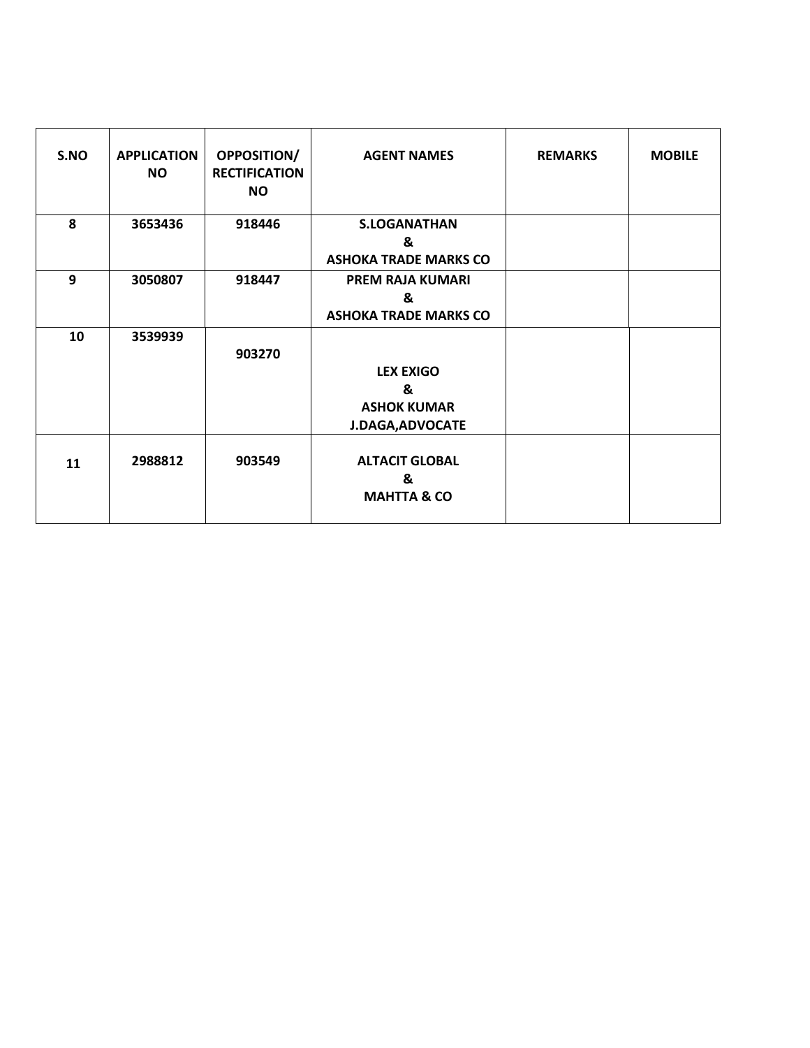| S.NO | APPLICATION NO | OPPOSITION/ RECTIFICATION NO | AGENT NAMES | REMARKS | MOBILE |
|---|---|---|---|---|---|
| 8 | 3653436 | 918446 | S.LOGANATHAN & ASHOKA TRADE MARKS CO | | |
| 9 | 3050807 | 918447 | PREM RAJA KUMARI & ASHOKA TRADE MARKS CO | | |
| 10 | 3539939 | 903270 | LEX EXIGO & ASHOK KUMAR J.DAGA,ADVOCATE | | |
| 11 | 2988812 | 903549 | ALTACIT GLOBAL & MAHTTA & CO | | |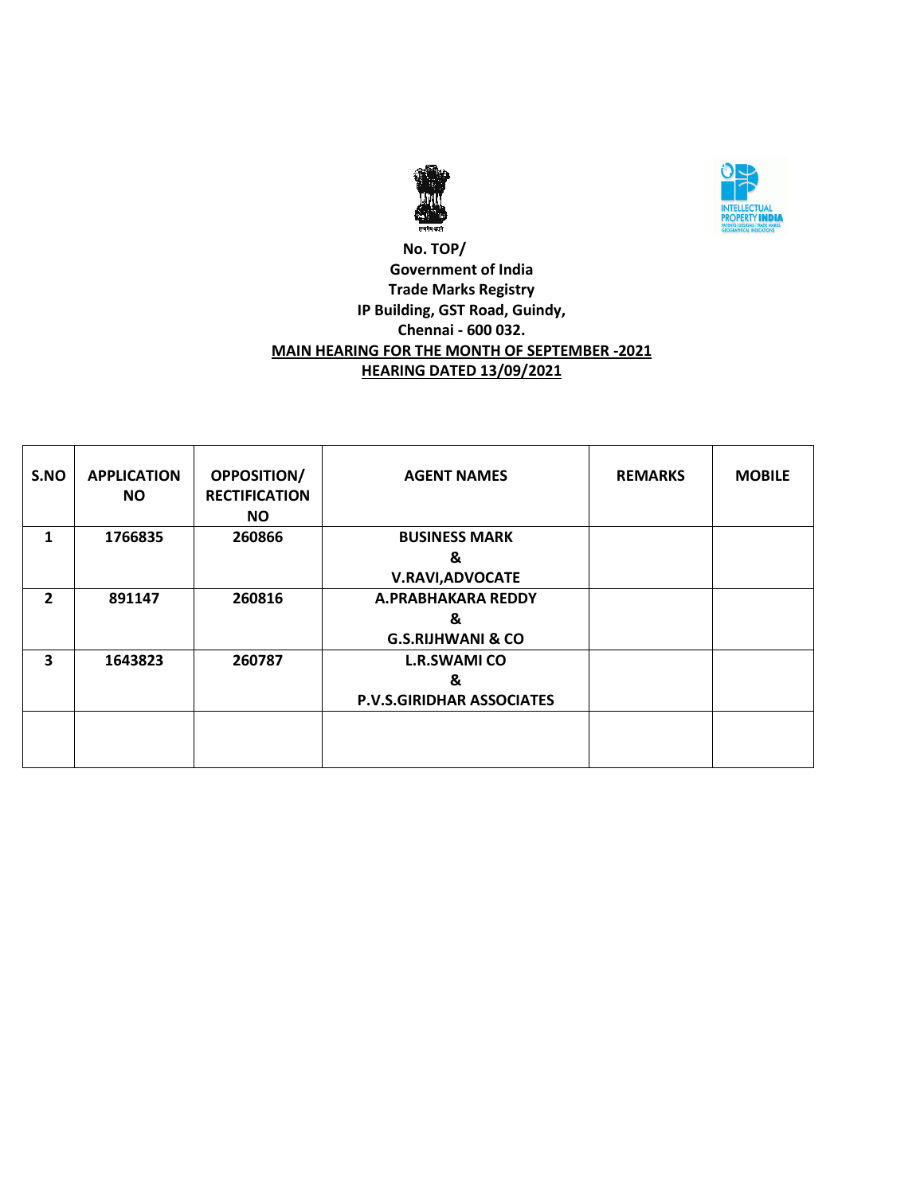No. TOP/

Government of India

Trade Marks Registry

IP Building, GST Road, Guindy,

Chennai - 600 032.

**MAIN HEARING FOR THE MONTH OF SEPTEMBER -2021**

**HEARING DATED 13/09/2021**

| S.NO | APPLICATION NO | OPPOSITION/ RECTIFICATION NO | AGENT NAMES | REMARKS | MOBILE |
|---|---|---|---|---|---|
| 1 | 1766835 | 260866 | BUSINESS MARK & V.RAVI,ADVOCATE | | |
| 2 | 891147 | 260816 | A.PRABHAKARA REDDY & G.S.RIJHWANI & CO | | |
| 3 | 1643823 | 260787 | L.R.SWAMI CO & P.V.S.GIRIDHAR ASSOCIATES | | |
| | | | | | |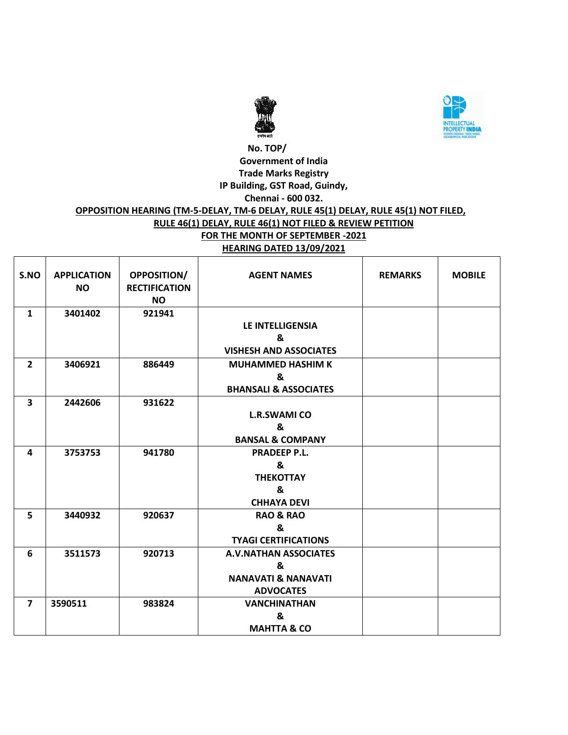No. TOP/

Government of India

Trade Marks Registry

IP Building, GST Road, Guindy,

Chennai - 600 032.

**OPPOSITION HEARING (TM-5-DELAY, TM-6 DELAY, RULE 45(1) DELAY, RULE 45(1) NOT FILED, RULE 46(1) DELAY, RULE 46(1) NOT FILED & REVIEW PETITION**

**FOR THE MONTH OF SEPTEMBER -2021**

**HEARING DATED 13/09/2021**

| S.NO | APPLICATION NO | OPPOSITION/ RECTIFICATION NO | AGENT NAMES | REMARKS | MOBILE |
|---|---|---|---|---|---|
| 1 | 3401402 | 921941 | LE INTELLIGENSIA & VISHESH AND ASSOCIATES | | |
| 2 | 3406921 | 886449 | MUHAMMED HASHIM K & BHANSALI & ASSOCIATES | | |
| 3 | 2442606 | 931622 | L.R.SWAMI CO & BANSAL & COMPANY | | |
| 4 | 3753753 | 941780 | PRADEEP P.L. & THEKOTTAY & CHHAYA DEVI | | |
| 5 | 3440932 | 920637 | RAO & RAO & TYAGI CERTIFICATIONS | | |
| 6 | 3511573 | 920713 | A.V.NATHAN ASSOCIATES & NANAVATI & NANAVATI ADVOCATES | | |
| 7 | 3590511 | 983824 | VANCHINATHAN & MAHTTA & CO | | |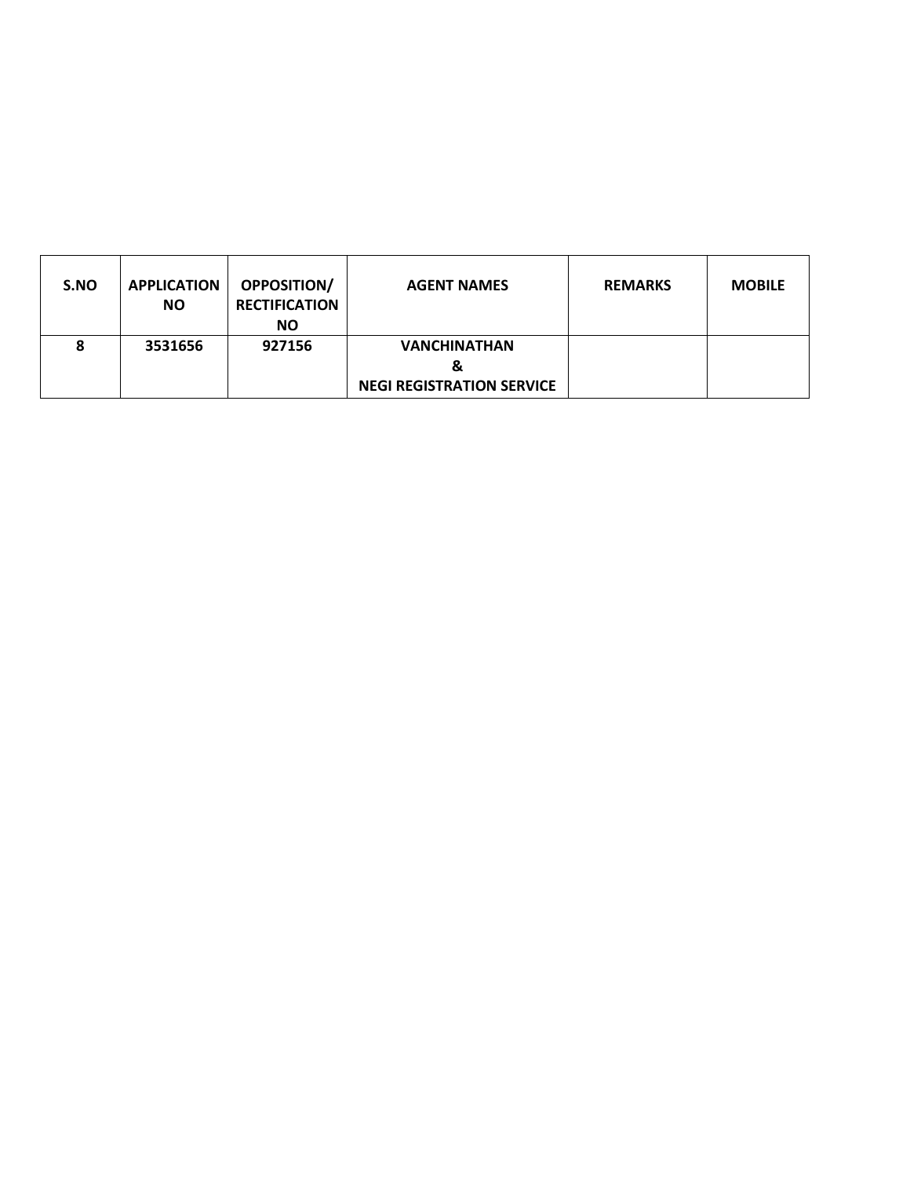| S.NO | APPLICATION NO | OPPOSITION/ RECTIFICATION NO | AGENT NAMES | REMARKS | MOBILE |
|---|---|---|---|---|---|
| 8 | 3531656 | 927156 | VANCHINATHAN & NEGI REGISTRATION SERVICE | | |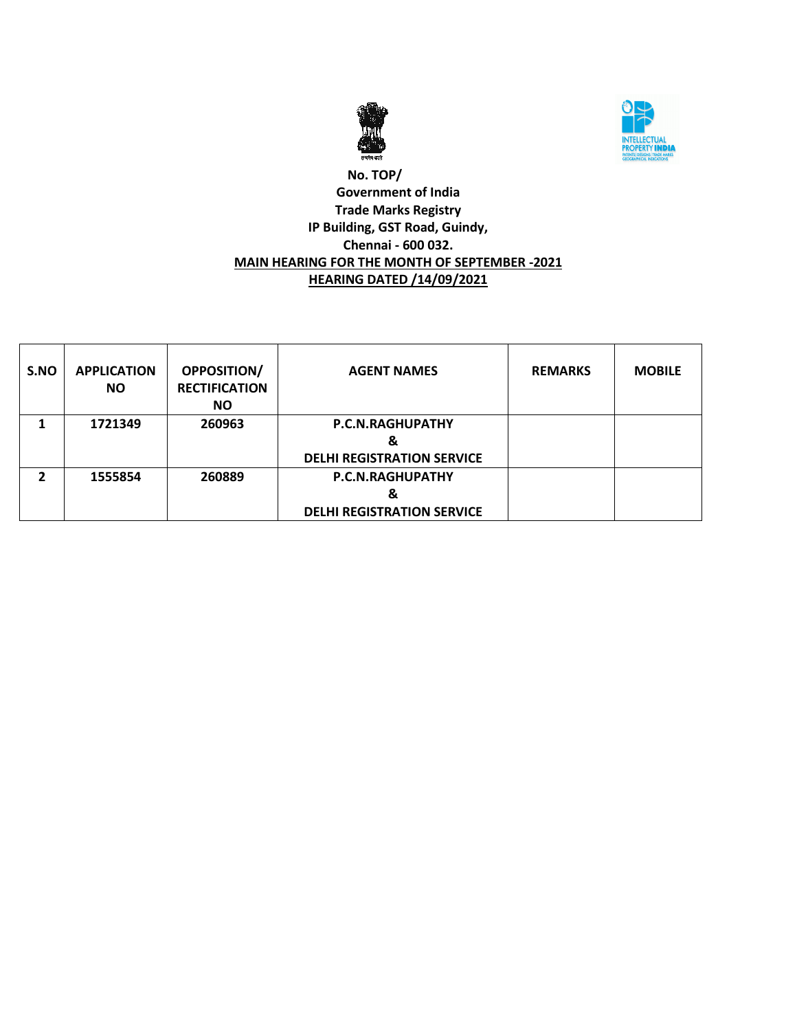No. TOP/

Government of India

Trade Marks Registry

IP Building, GST Road, Guindy,

Chennai - 600 032.

**MAIN HEARING FOR THE MONTH OF SEPTEMBER -2021**

**HEARING DATED /14/09/2021**

| S.NO | APPLICATION NO | OPPOSITION/ RECTIFICATION NO | AGENT NAMES | REMARKS | MOBILE |
|---|---|---|---|---|---|
| 1 | 1721349 | 260963 | P.C.N.RAGHUPATHY & DELHI REGISTRATION SERVICE | | |
| 2 | 1555854 | 260889 | P.C.N.RAGHUPATHY & DELHI REGISTRATION SERVICE | | |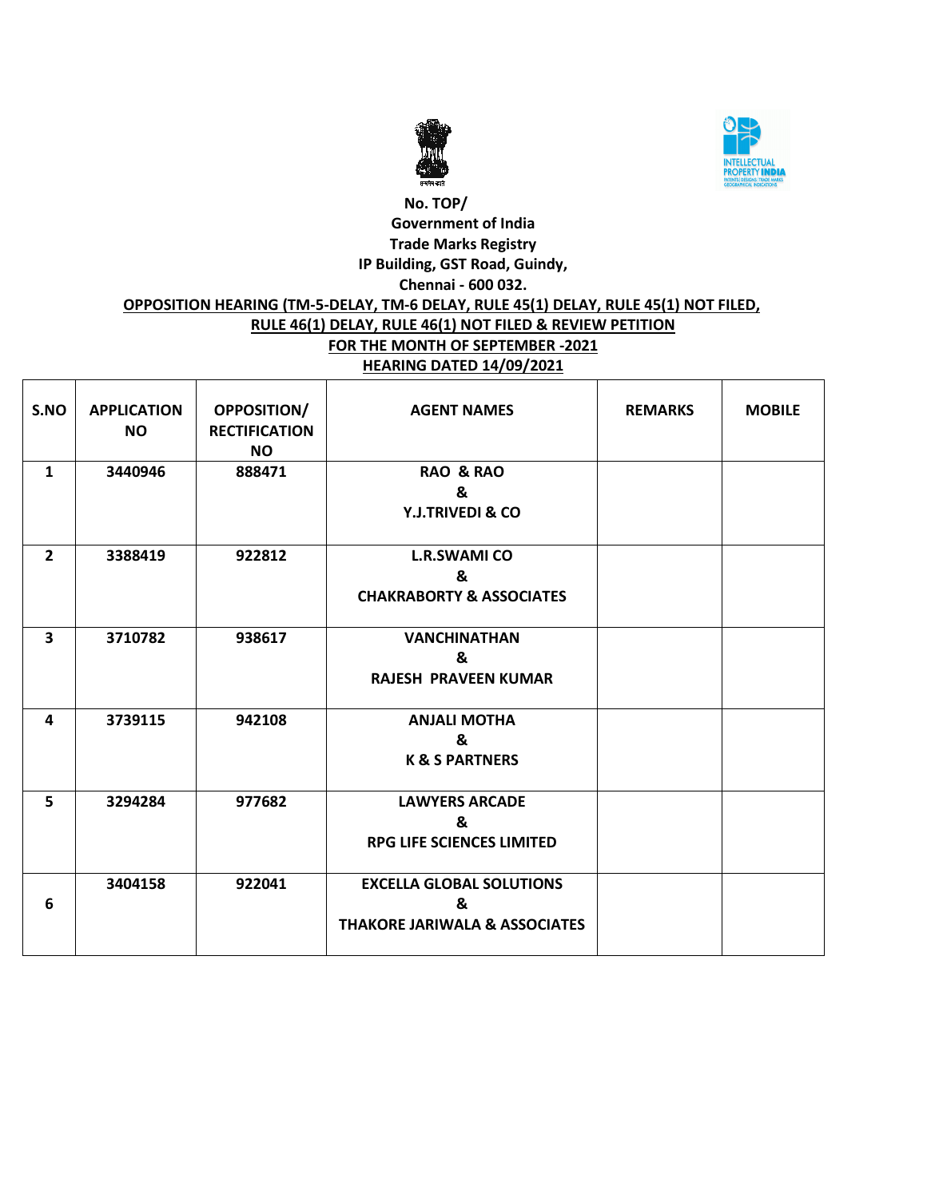No. TOP/

Government of India

Trade Marks Registry

IP Building, GST Road, Guindy,

Chennai - 600 032.

**OPPOSITION HEARING (TM-5-DELAY, TM-6 DELAY, RULE 45(1) DELAY, RULE 45(1) NOT FILED, RULE 46(1) DELAY, RULE 46(1) NOT FILED & REVIEW PETITION**

**FOR THE MONTH OF SEPTEMBER -2021**

**HEARING DATED 14/09/2021**

| S.NO | APPLICATION NO | OPPOSITION/ RECTIFICATION NO | AGENT NAMES | REMARKS | MOBILE |
|---|---|---|---|---|---|
| 1 | 3440946 | 888471 | RAO & RAO & Y.J.TRIVEDI & CO | | |
| 2 | 3388419 | 922812 | L.R.SWAMI CO & CHAKRABORTY & ASSOCIATES | | |
| 3 | 3710782 | 938617 | VANCHINATHAN & RAJESH PRAVEEN KUMAR | | |
| 4 | 3739115 | 942108 | ANJALI MOTHA & K & S PARTNERS | | |
| 5 | 3294284 | 977682 | LAWYERS ARCADE & RPG LIFE SCIENCES LIMITED | | |
| 6 | 3404158 | 922041 | EXCELLA GLOBAL SOLUTIONS & THAKORE JARIWALA & ASSOCIATES | | |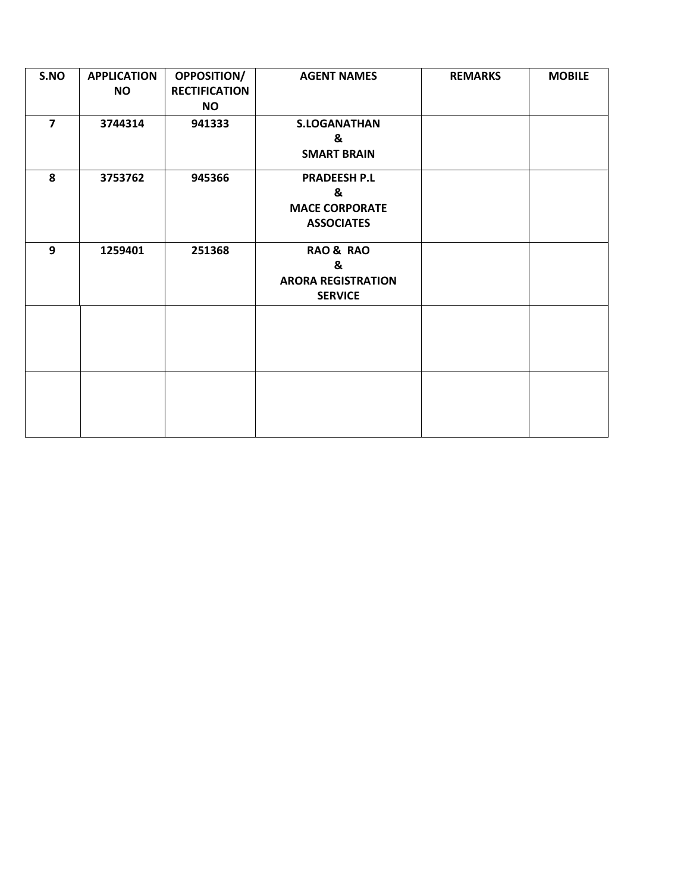| S.NO | APPLICATION NO | OPPOSITION/ RECTIFICATION NO | AGENT NAMES | REMARKS | MOBILE |
|---|---|---|---|---|---|
| 7 | 3744314 | 941333 | S.LOGANATHAN & SMART BRAIN | | |
| 8 | 3753762 | 945366 | PRADEESH P.L & MACE CORPORATE ASSOCIATES | | |
| 9 | 1259401 | 251368 | RAO & RAO & ARORA REGISTRATION SERVICE | | |
| | | | | | |
| | | | | | |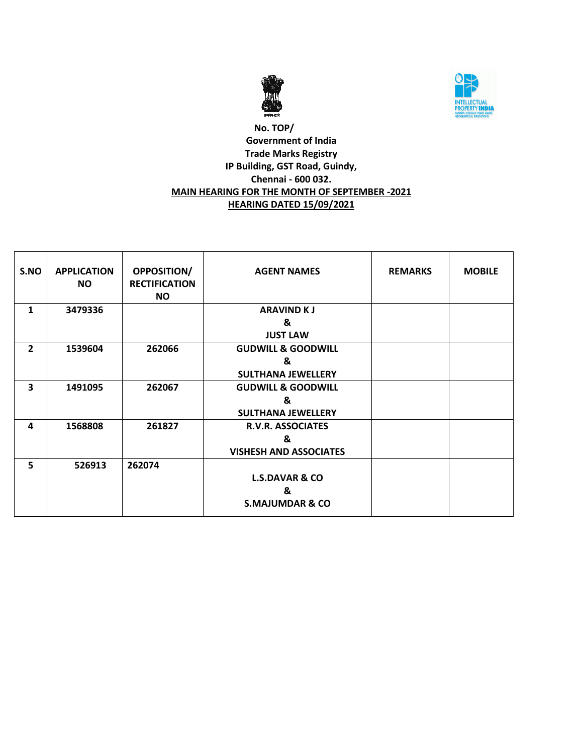No. TOP/

Government of India

Trade Marks Registry

IP Building, GST Road, Guindy,

Chennai - 600 032.

**MAIN HEARING FOR THE MONTH OF SEPTEMBER -2021**

**HEARING DATED 15/09/2021**

| S.NO | APPLICATION NO | OPPOSITION/ RECTIFICATION NO | AGENT NAMES | REMARKS | MOBILE |
|---|---|---|---|---|---|
| 1 | 3479336 | | ARAVIND K J & JUST LAW | | |
| 2 | 1539604 | 262066 | GUDWILL & GOODWILL & SULTHANA JEWELLERY | | |
| 3 | 1491095 | 262067 | GUDWILL & GOODWILL & SULTHANA JEWELLERY | | |
| 4 | 1568808 | 261827 | R.V.R. ASSOCIATES & VISHESH AND ASSOCIATES | | |
| 5 | 526913 | 262074 | L.S.DAVAR & CO & S.MAJUMDAR & CO | | |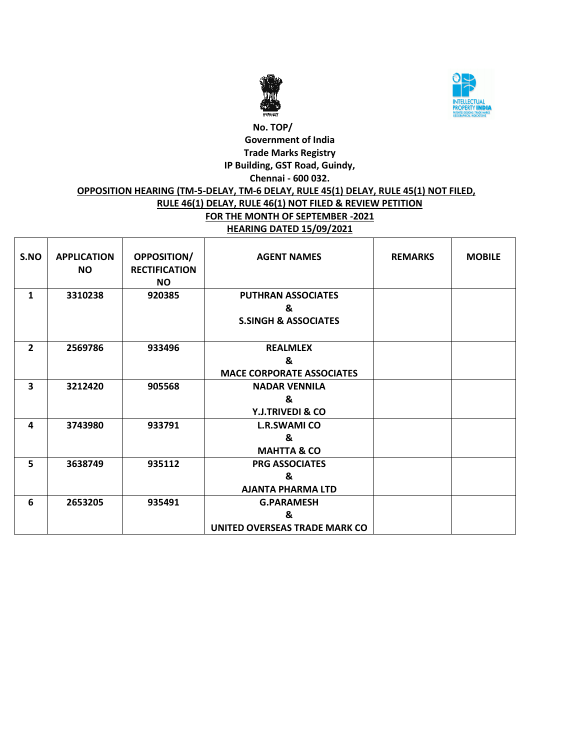No. TOP/

Government of India

Trade Marks Registry

IP Building, GST Road, Guindy,

Chennai - 600 032.

**OPPOSITION HEARING (TM-5-DELAY, TM-6 DELAY, RULE 45(1) DELAY, RULE 45(1) NOT FILED, RULE 46(1) DELAY, RULE 46(1) NOT FILED & REVIEW PETITION**

**FOR THE MONTH OF SEPTEMBER -2021**

**HEARING DATED 15/09/2021**

| S.NO | APPLICATION NO | OPPOSITION/ RECTIFICATION NO | AGENT NAMES | REMARKS | MOBILE |
|---|---|---|---|---|---|
| 1 | 3310238 | 920385 | PUTHRAN ASSOCIATES & S.SINGH & ASSOCIATES | | |
| 2 | 2569786 | 933496 | REALMLEX & MACE CORPORATE ASSOCIATES | | |
| 3 | 3212420 | 905568 | NADAR VENNILA & Y.J.TRIVEDI & CO | | |
| 4 | 3743980 | 933791 | L.R.SWAMI CO & MAHTTA & CO | | |
| 5 | 3638749 | 935112 | PRG ASSOCIATES & AJANTA PHARMA LTD | | |
| 6 | 2653205 | 935491 | G.PARAMESH & UNITED OVERSEAS TRADE MARK CO | | |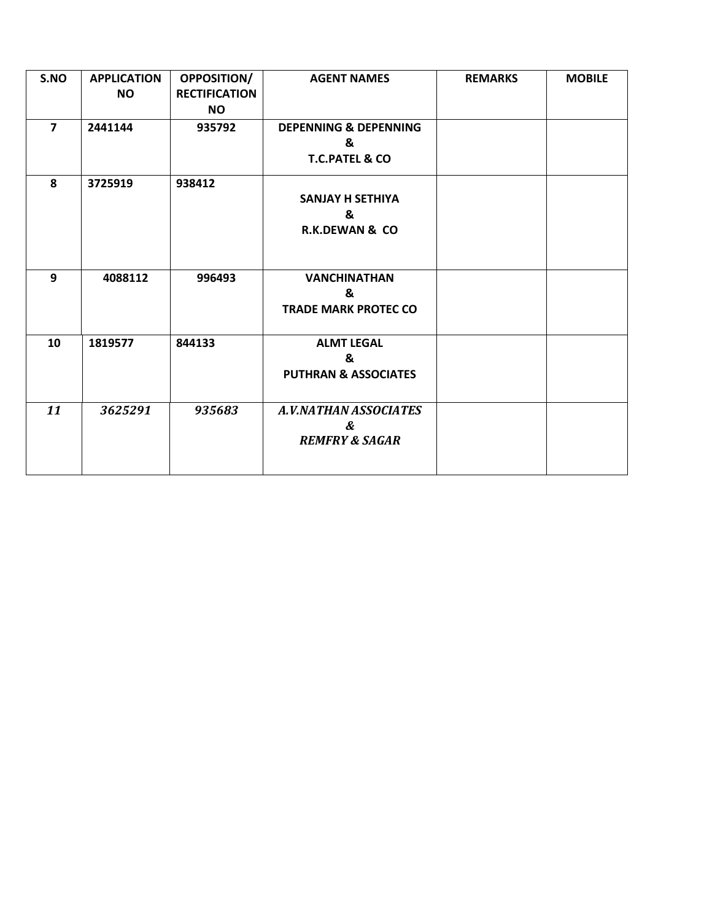| S.NO | APPLICATION NO | OPPOSITION/ RECTIFICATION NO | AGENT NAMES | REMARKS | MOBILE |
|---|---|---|---|---|---|
| **7** | **2441144** | **935792** | **DEPENNING & DEPENNING & T.C.PATEL & CO** | | |
| **8** | **3725919** | **938412** | **SANJAY H SETHIYA & R.K.DEWAN & CO** | | |
| **9** | **4088112** | **996493** | **VANCHINATHAN & TRADE MARK PROTEC CO** | | |
| **10** | **1819577** | **844133** | **ALMT LEGAL & PUTHRAN & ASSOCIATES** | | |
| ***11*** | ***3625291*** | ***935683*** | ***A.V.NATHAN ASSOCIATES & REMFRY & SAGAR*** | | |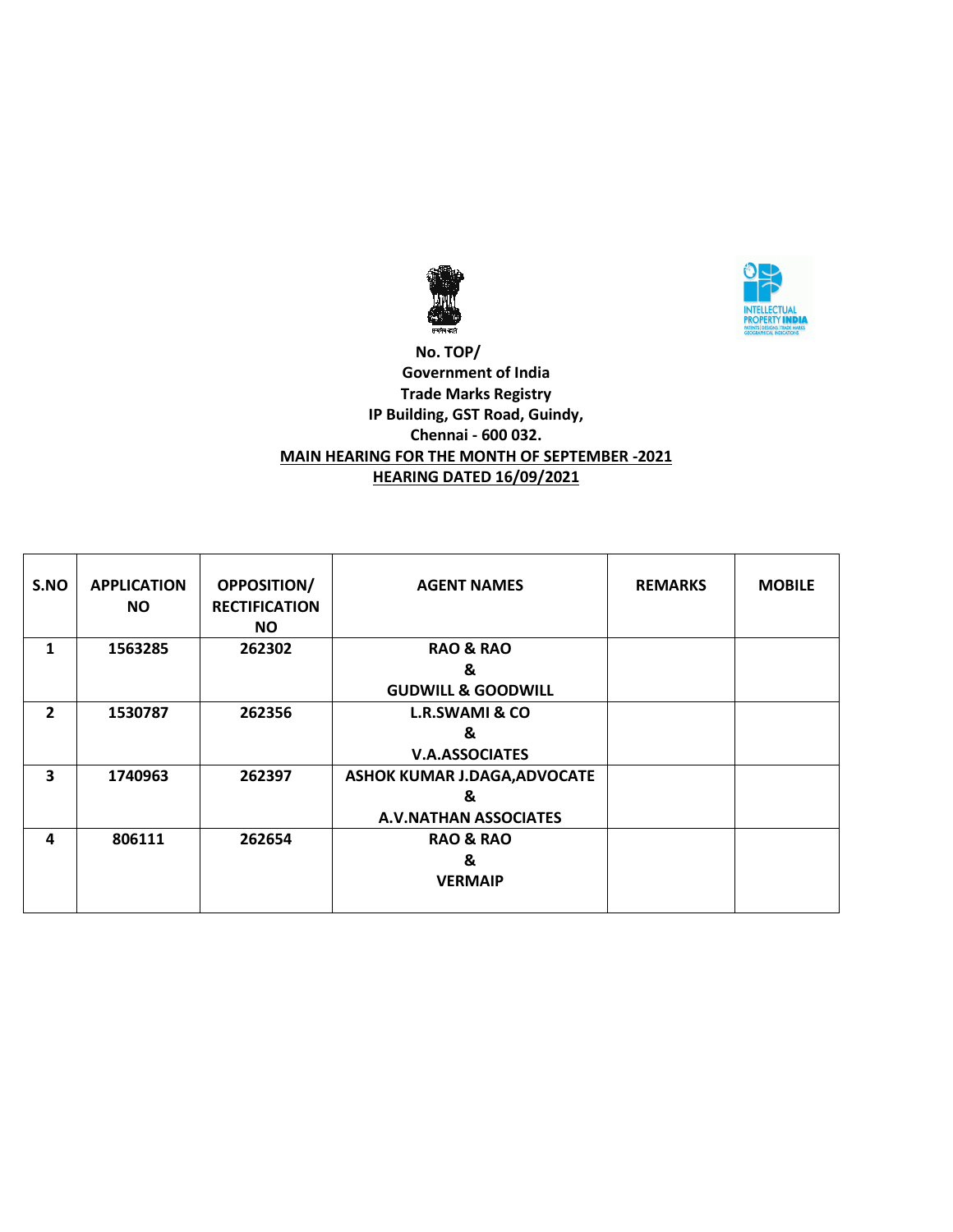No. TOP/
Government of India
Trade Marks Registry
IP Building, GST Road, Guindy,
Chennai - 600 032.

**MAIN HEARING FOR THE MONTH OF SEPTEMBER -2021**

**HEARING DATED 16/09/2021**

| S.NO | APPLICATION NO | OPPOSITION/ RECTIFICATION NO | AGENT NAMES | REMARKS | MOBILE |
|---|---|---|---|---|---|
| 1 | 1563285 | 262302 | RAO & RAO & GUDWILL & GOODWILL | | |
| 2 | 1530787 | 262356 | L.R.SWAMI & CO & V.A.ASSOCIATES | | |
| 3 | 1740963 | 262397 | ASHOK KUMAR J.DAGA,ADVOCATE & A.V.NATHAN ASSOCIATES | | |
| 4 | 806111 | 262654 | RAO & RAO & VERMAIP | | |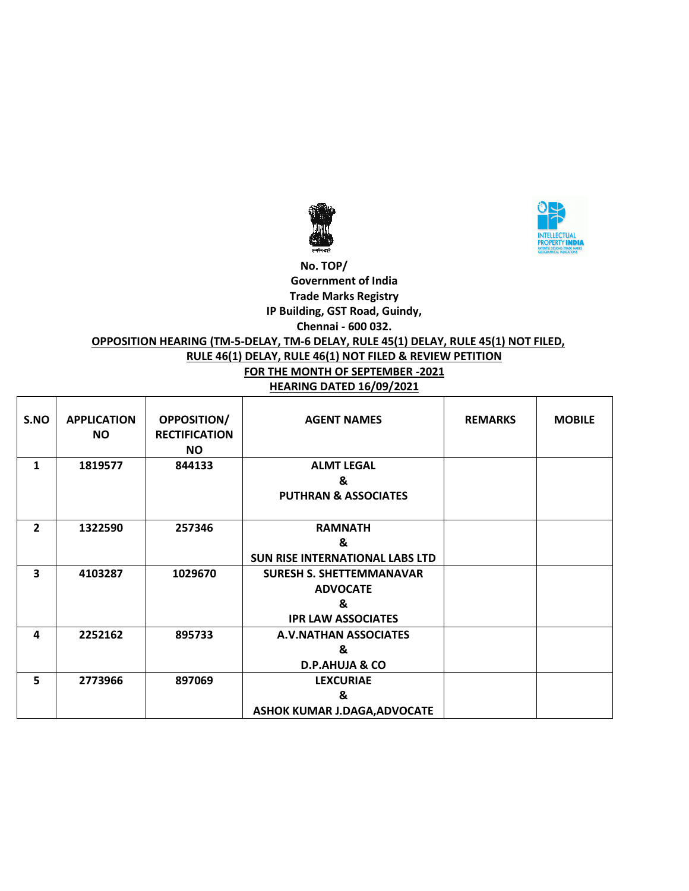No. TOP/

Government of India

Trade Marks Registry

IP Building, GST Road, Guindy,

Chennai - 600 032.

**OPPOSITION HEARING (TM-5-DELAY, TM-6 DELAY, RULE 45(1) DELAY, RULE 45(1) NOT FILED, RULE 46(1) DELAY, RULE 46(1) NOT FILED & REVIEW PETITION**

**FOR THE MONTH OF SEPTEMBER -2021**

**HEARING DATED 16/09/2021**

| S.NO | APPLICATION NO | OPPOSITION/ RECTIFICATION NO | AGENT NAMES | REMARKS | MOBILE |
|---|---|---|---|---|---|
| 1 | 1819577 | 844133 | ALMT LEGAL & PUTHRAN & ASSOCIATES | | |
| 2 | 1322590 | 257346 | RAMNATH & SUN RISE INTERNATIONAL LABS LTD | | |
| 3 | 4103287 | 1029670 | SURESH S. SHETTEMMANAVAR ADVOCATE & IPR LAW ASSOCIATES | | |
| 4 | 2252162 | 895733 | A.V.NATHAN ASSOCIATES & D.P.AHUJA & CO | | |
| 5 | 2773966 | 897069 | LEXCURIAE & ASHOK KUMAR J.DAGA,ADVOCATE | | |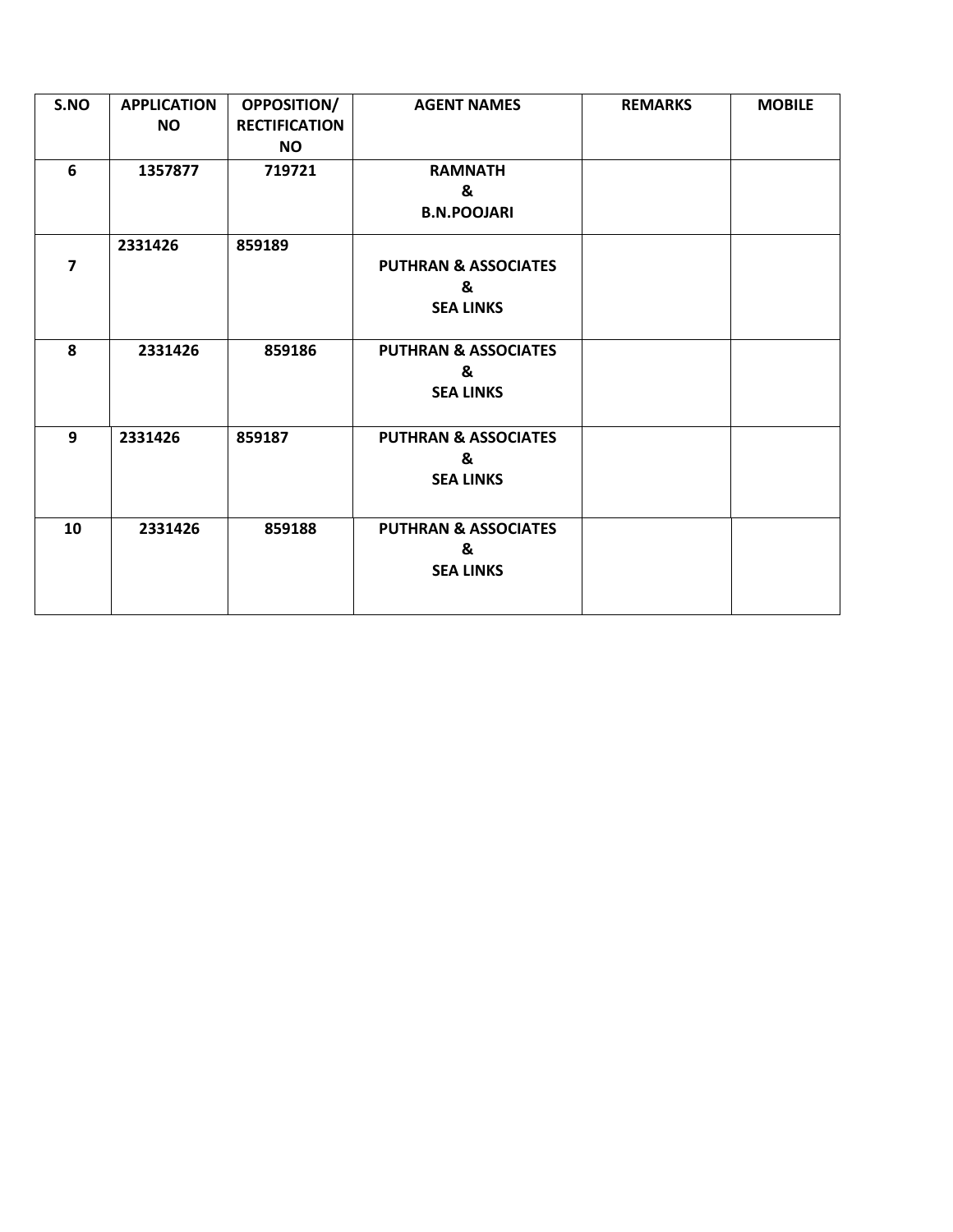| S.NO | APPLICATION NO | OPPOSITION/ RECTIFICATION NO | AGENT NAMES | REMARKS | MOBILE |
|---|---|---|---|---|---|
| 6 | 1357877 | 719721 | RAMNATH & B.N.POOJARI | | |
| 7 | 2331426 | 859189 | PUTHRAN & ASSOCIATES & SEA LINKS | | |
| 8 | 2331426 | 859186 | PUTHRAN & ASSOCIATES & SEA LINKS | | |
| 9 | 2331426 | 859187 | PUTHRAN & ASSOCIATES & SEA LINKS | | |
| 10 | 2331426 | 859188 | PUTHRAN & ASSOCIATES & SEA LINKS | | |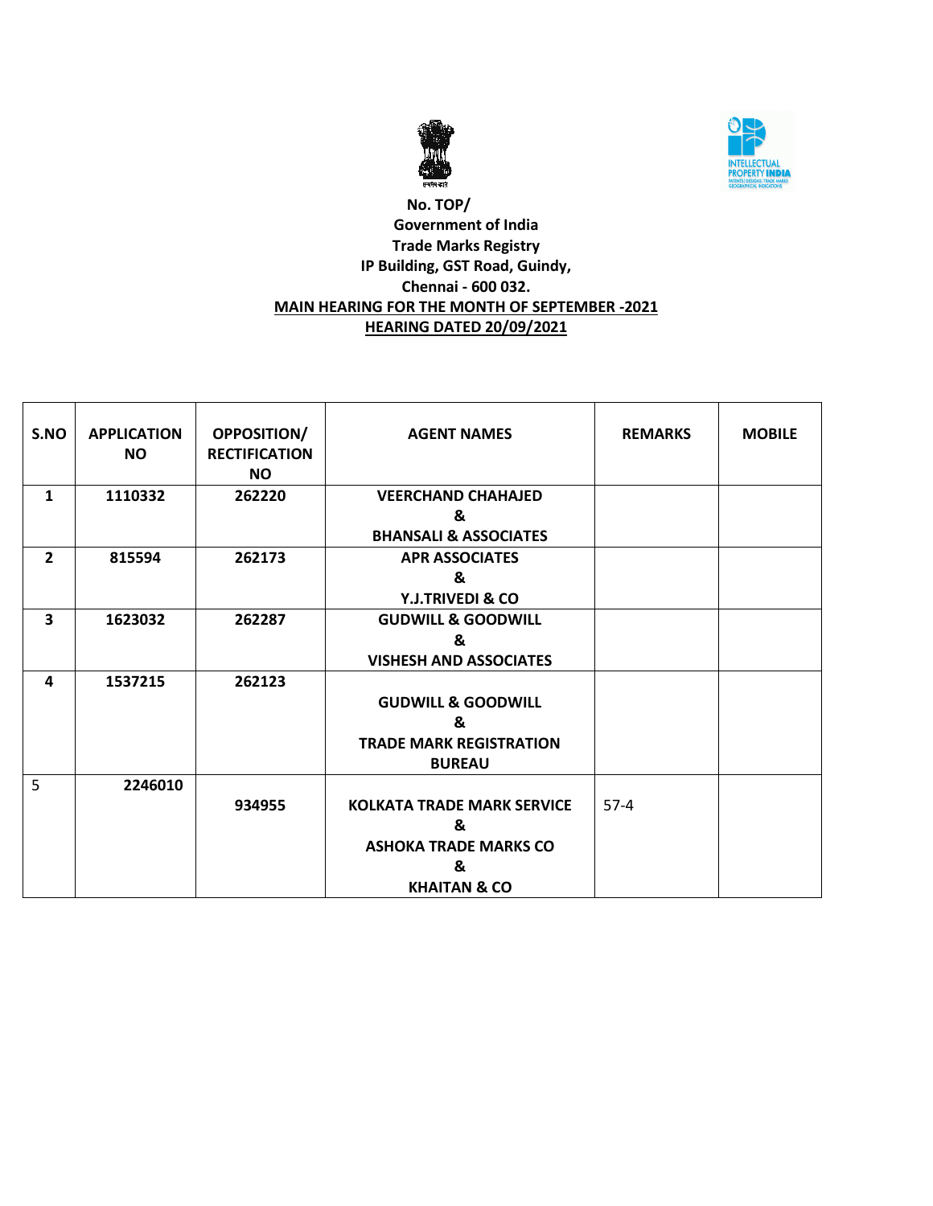**No. TOP/**
**Government of India**
**Trade Marks Registry**
**IP Building, GST Road, Guindy,**
**Chennai - 600 032.**

**MAIN HEARING FOR THE MONTH OF SEPTEMBER -2021**

**HEARING DATED 20/09/2021**

| S.NO | APPLICATION NO | OPPOSITION/ RECTIFICATION NO | AGENT NAMES | REMARKS | MOBILE |
|---|---|---|---|---|---|
| 1 | 1110332 | 262220 | VEERCHAND CHAHAJED & BHANSALI & ASSOCIATES | | |
| 2 | 815594 | 262173 | APR ASSOCIATES & Y.J.TRIVEDI & CO | | |
| 3 | 1623032 | 262287 | GUDWILL & GOODWILL & VISHESH AND ASSOCIATES | | |
| 4 | 1537215 | 262123 | GUDWILL & GOODWILL & TRADE MARK REGISTRATION BUREAU | | |
| 5 | 2246010 | 934955 | KOLKATA TRADE MARK SERVICE & ASHOKA TRADE MARKS CO & KHAITAN & CO | 57-4 | |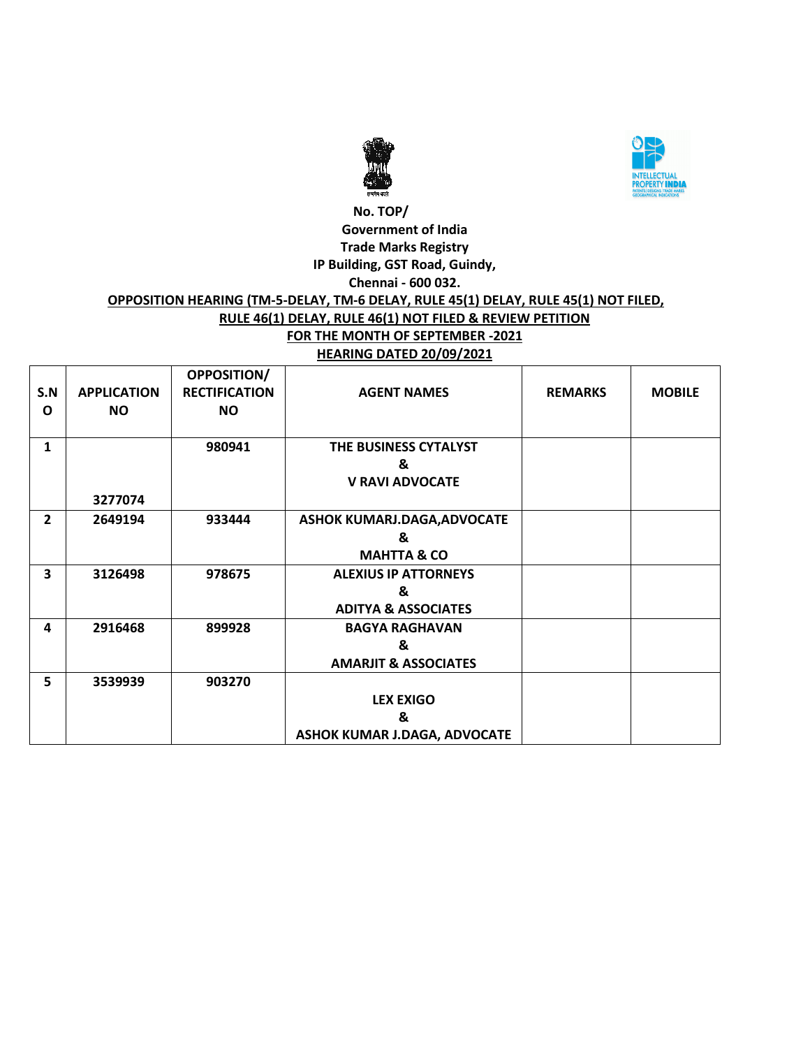No. TOP/

Government of India

Trade Marks Registry

IP Building, GST Road, Guindy,

Chennai - 600 032.

**OPPOSITION HEARING (TM-5-DELAY, TM-6 DELAY, RULE 45(1) DELAY, RULE 45(1) NOT FILED, RULE 46(1) DELAY, RULE 46(1) NOT FILED & REVIEW PETITION**

**FOR THE MONTH OF SEPTEMBER -2021**

**HEARING DATED 20/09/2021**

| S.NO | APPLICATION NO | OPPOSITION/ RECTIFICATION NO | AGENT NAMES | REMARKS | MOBILE |
|---|---|---|---|---|---|
| 1 | 3277074 | 980941 | THE BUSINESS CYTALYST & V RAVI ADVOCATE | | |
| 2 | 2649194 | 933444 | ASHOK KUMARJ.DAGA,ADVOCATE & MAHTTA & CO | | |
| 3 | 3126498 | 978675 | ALEXIUS IP ATTORNEYS & ADITYA & ASSOCIATES | | |
| 4 | 2916468 | 899928 | BAGYA RAGHAVAN & AMARJIT & ASSOCIATES | | |
| 5 | 3539939 | 903270 | LEX EXIGO & ASHOK KUMAR J.DAGA, ADVOCATE | | |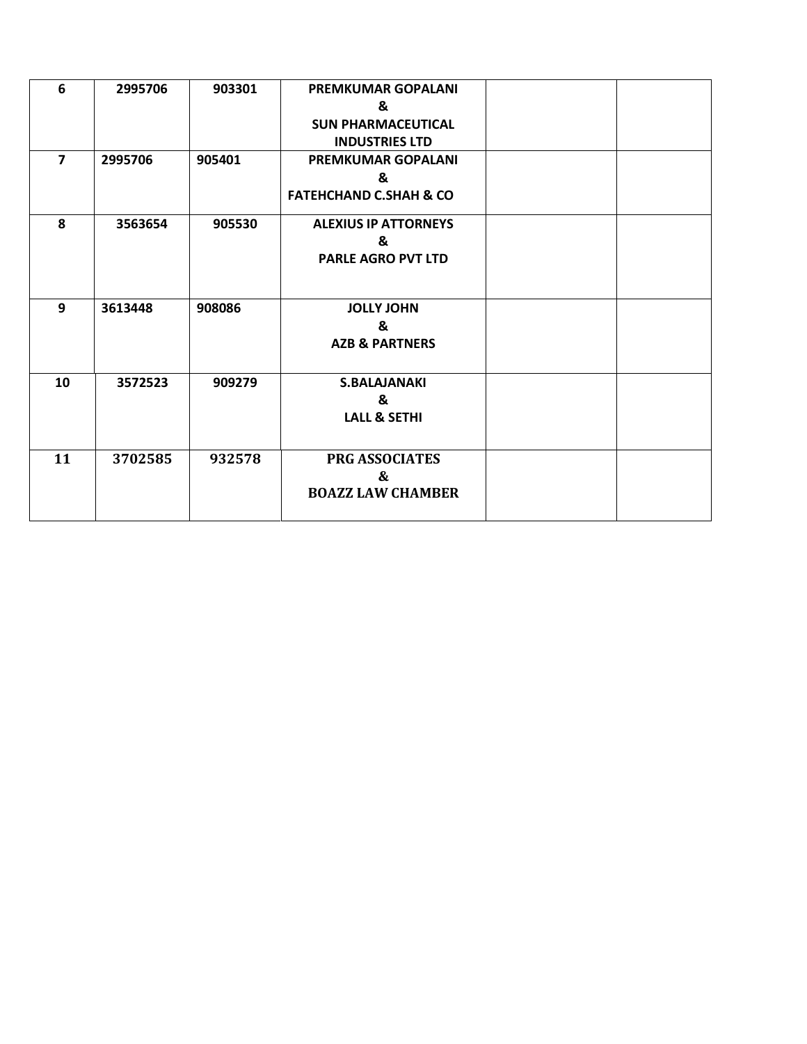| 6 | 2995706 | 903301 | **PREMKUMAR GOPALANI & SUN PHARMACEUTICAL INDUSTRIES LTD** | | |
|---|---|---|---|---|---|
| 7 | 2995706 | 905401 | **PREMKUMAR GOPALANI & FATEHCHAND C.SHAH & CO** | | |
| 8 | 3563654 | 905530 | **ALEXIUS IP ATTORNEYS & PARLE AGRO PVT LTD** | | |
| 9 | 3613448 | 908086 | **JOLLY JOHN & AZB & PARTNERS** | | |
| 10 | 3572523 | 909279 | **S.BALAJANAKI & LALL & SETHI** | | |
| 11 | 3702585 | 932578 | **PRG ASSOCIATES & BOAZZ LAW CHAMBER** | | |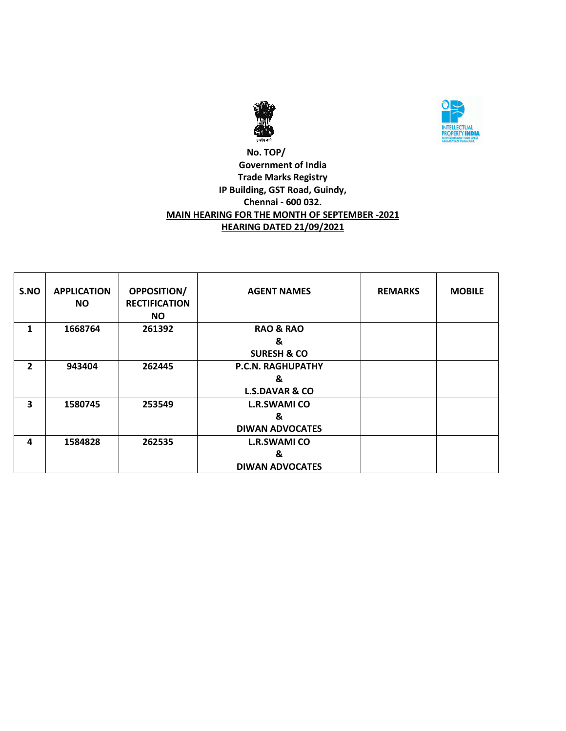No. TOP/

Government of India

Trade Marks Registry

IP Building, GST Road, Guindy,

Chennai - 600 032.

**MAIN HEARING FOR THE MONTH OF SEPTEMBER -2021**

**HEARING DATED 21/09/2021**

| S.NO | APPLICATION NO | OPPOSITION/ RECTIFICATION NO | AGENT NAMES | REMARKS | MOBILE |
|---|---|---|---|---|---|
| 1 | 1668764 | 261392 | RAO & RAO & SURESH & CO | | |
| 2 | 943404 | 262445 | P.C.N. RAGHUPATHY & L.S.DAVAR & CO | | |
| 3 | 1580745 | 253549 | L.R.SWAMI CO & DIWAN ADVOCATES | | |
| 4 | 1584828 | 262535 | L.R.SWAMI CO & DIWAN ADVOCATES | | |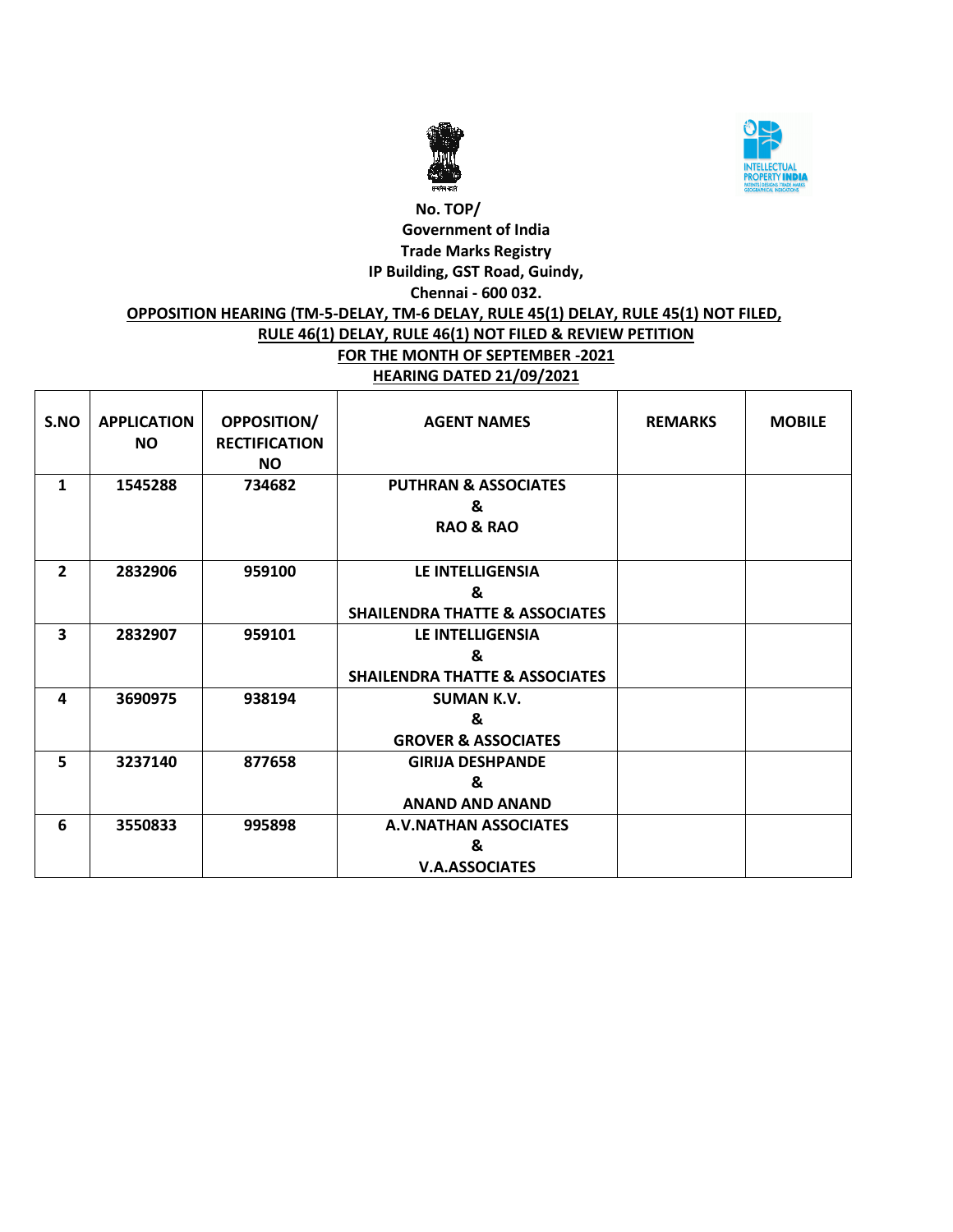No. TOP/

Government of India

Trade Marks Registry

IP Building, GST Road, Guindy,

Chennai - 600 032.

**OPPOSITION HEARING (TM-5-DELAY, TM-6 DELAY, RULE 45(1) DELAY, RULE 45(1) NOT FILED, RULE 46(1) DELAY, RULE 46(1) NOT FILED & REVIEW PETITION**

**FOR THE MONTH OF SEPTEMBER -2021**

**HEARING DATED 21/09/2021**

| S.NO | APPLICATION NO | OPPOSITION/ RECTIFICATION NO | AGENT NAMES | REMARKS | MOBILE |
|---|---|---|---|---|---|
| 1 | 1545288 | 734682 | PUTHRAN & ASSOCIATES & RAO & RAO | | |
| 2 | 2832906 | 959100 | LE INTELLIGENSIA & SHAILENDRA THATTE & ASSOCIATES | | |
| 3 | 2832907 | 959101 | LE INTELLIGENSIA & SHAILENDRA THATTE & ASSOCIATES | | |
| 4 | 3690975 | 938194 | SUMAN K.V. & GROVER & ASSOCIATES | | |
| 5 | 3237140 | 877658 | GIRIJA DESHPANDE & ANAND AND ANAND | | |
| 6 | 3550833 | 995898 | A.V.NATHAN ASSOCIATES & V.A.ASSOCIATES | | |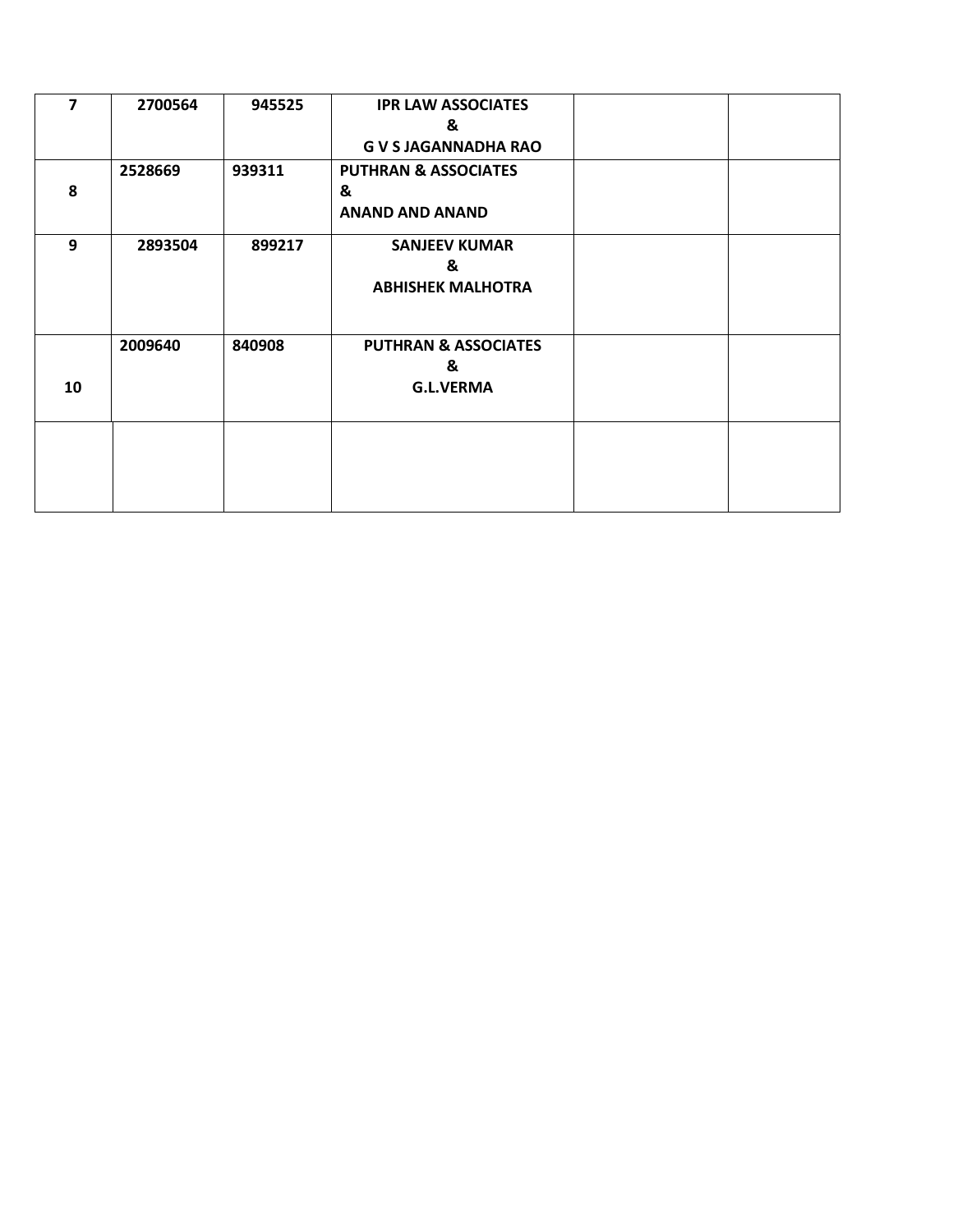| | | | | | |
|---|---|---|---|---|---|
| **7** | **2700564** | **945525** | **IPR LAW ASSOCIATES**<br>**&**<br>**G V S JAGANNADHA RAO** | | |
| **8** | **2528669** | **939311** | **PUTHRAN & ASSOCIATES**<br>**&**<br>**ANAND AND ANAND** | | |
| **9** | **2893504** | **899217** | **SANJEEV KUMAR**<br>**&**<br>**ABHISHEK MALHOTRA** | | |
| **10** | **2009640** | **840908** | **PUTHRAN & ASSOCIATES**<br>**&**<br>**G.L.VERMA** | | |
| | | | | | |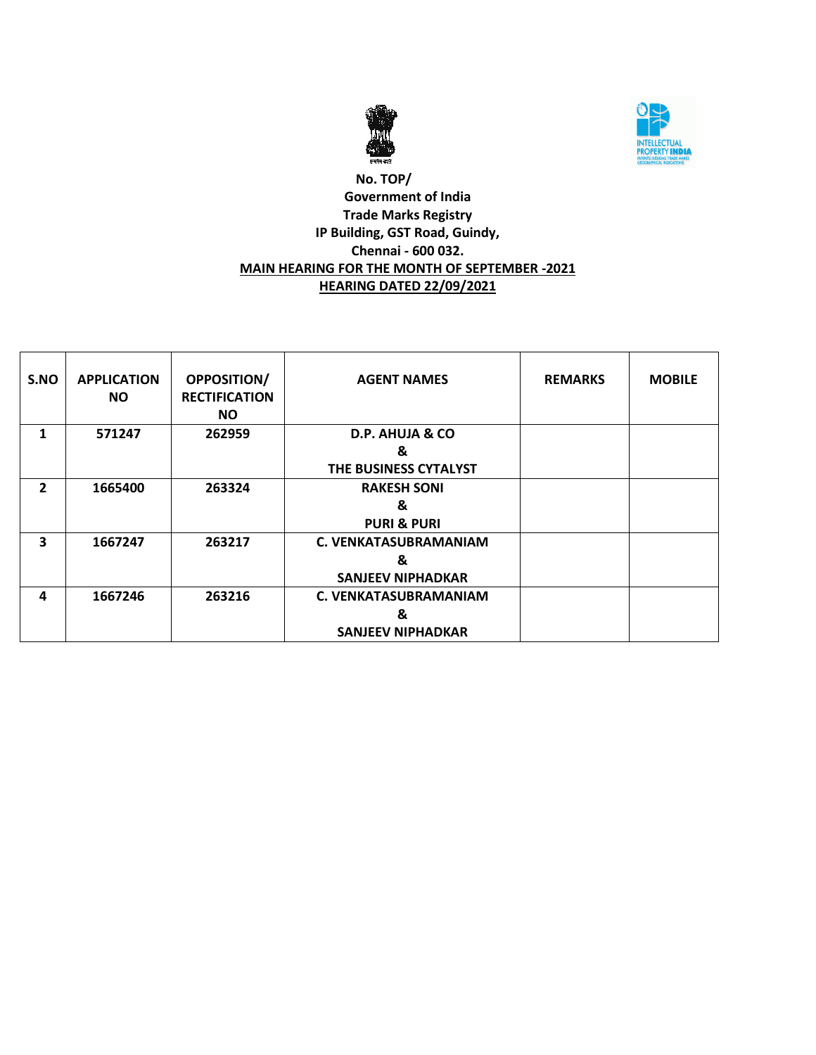**No. TOP/**
**Government of India**
**Trade Marks Registry**
**IP Building, GST Road, Guindy,**
**Chennai - 600 032.**

**MAIN HEARING FOR THE MONTH OF SEPTEMBER -2021**

**HEARING DATED 22/09/2021**

| S.NO | APPLICATION NO | OPPOSITION/ RECTIFICATION NO | AGENT NAMES | REMARKS | MOBILE |
|---|---|---|---|---|---|
| 1 | 571247 | 262959 | D.P. AHUJA & CO<br>&<br>THE BUSINESS CYTALYST | | |
| 2 | 1665400 | 263324 | RAKESH SONI<br>&<br>PURI & PURI | | |
| 3 | 1667247 | 263217 | C. VENKATASUBRAMANIAM<br>&<br>SANJEEV NIPHADKAR | | |
| 4 | 1667246 | 263216 | C. VENKATASUBRAMANIAM<br>&<br>SANJEEV NIPHADKAR | | |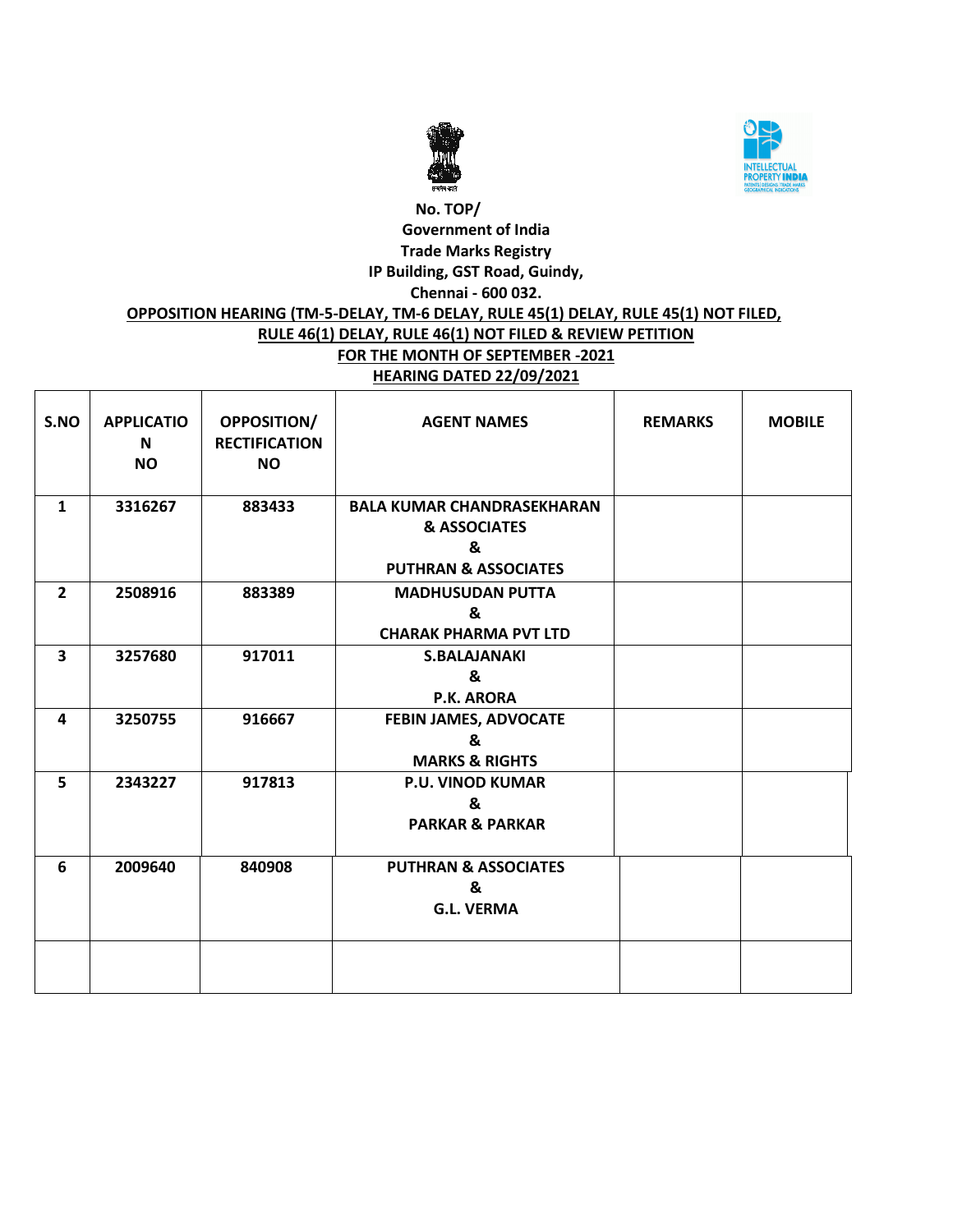No. TOP/

**Government of India**

**Trade Marks Registry**

**IP Building, GST Road, Guindy,**

**Chennai - 600 032.**

**OPPOSITION HEARING (TM-5-DELAY, TM-6 DELAY, RULE 45(1) DELAY, RULE 45(1) NOT FILED, RULE 46(1) DELAY, RULE 46(1) NOT FILED & REVIEW PETITION**

**FOR THE MONTH OF SEPTEMBER -2021**

**HEARING DATED 22/09/2021**

| S.NO | APPLICATION NO | OPPOSITION/ RECTIFICATION NO | AGENT NAMES | REMARKS | MOBILE |
|---|---|---|---|---|---|
| 1 | 3316267 | 883433 | BALA KUMAR CHANDRASEKHARAN & ASSOCIATES & PUTHRAN & ASSOCIATES | | |
| 2 | 2508916 | 883389 | MADHUSUDAN PUTTA & CHARAK PHARMA PVT LTD | | |
| 3 | 3257680 | 917011 | S.BALAJANAKI & P.K. ARORA | | |
| 4 | 3250755 | 916667 | FEBIN JAMES, ADVOCATE & MARKS & RIGHTS | | |
| 5 | 2343227 | 917813 | P.U. VINOD KUMAR & PARKAR & PARKAR | | |
| 6 | 2009640 | 840908 | PUTHRAN & ASSOCIATES & G.L. VERMA | | |
| | | | | | |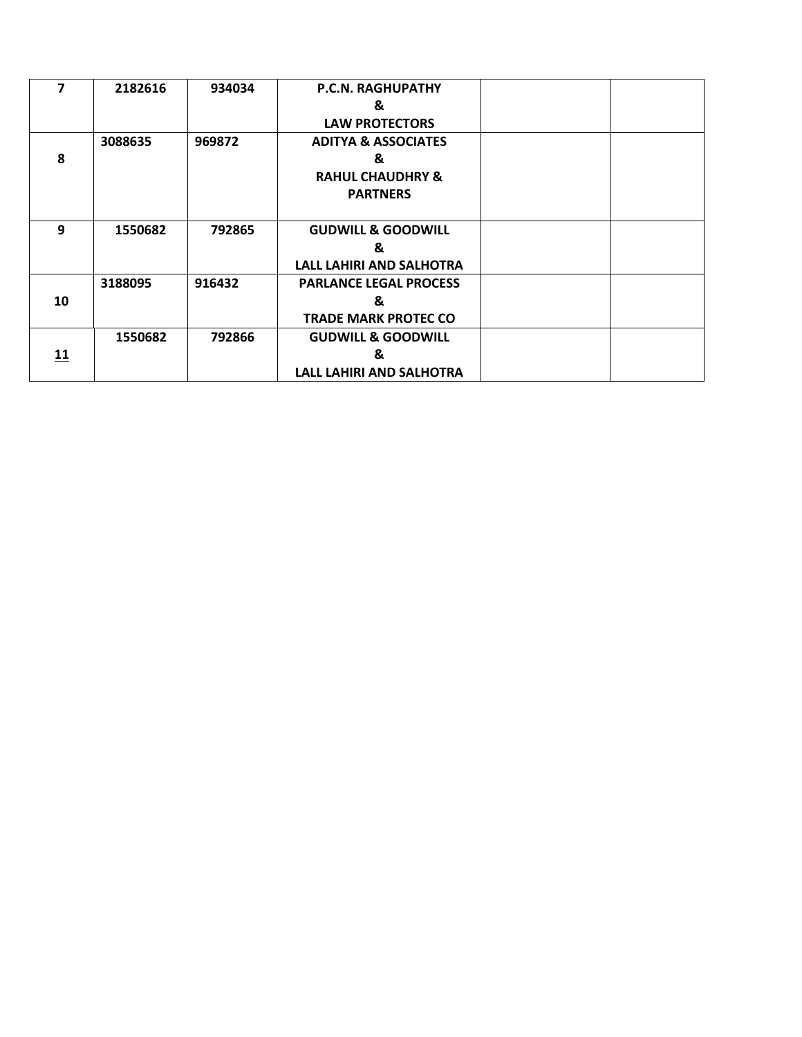| | | | | | |
|---|---|---|---|---|---|
| **7** | **2182616** | **934034** | **P.C.N. RAGHUPATHY & LAW PROTECTORS** | | |
| **8** | **3088635** | **969872** | **ADITYA & ASSOCIATES & RAHUL CHAUDHRY & PARTNERS** | | |
| **9** | **1550682** | **792865** | **GUDWILL & GOODWILL & LALL LAHIRI AND SALHOTRA** | | |
| **10** | **3188095** | **916432** | **PARLANCE LEGAL PROCESS & TRADE MARK PROTEC CO** | | |
| **11** | **1550682** | **792866** | **GUDWILL & GOODWILL & LALL LAHIRI AND SALHOTRA** | | |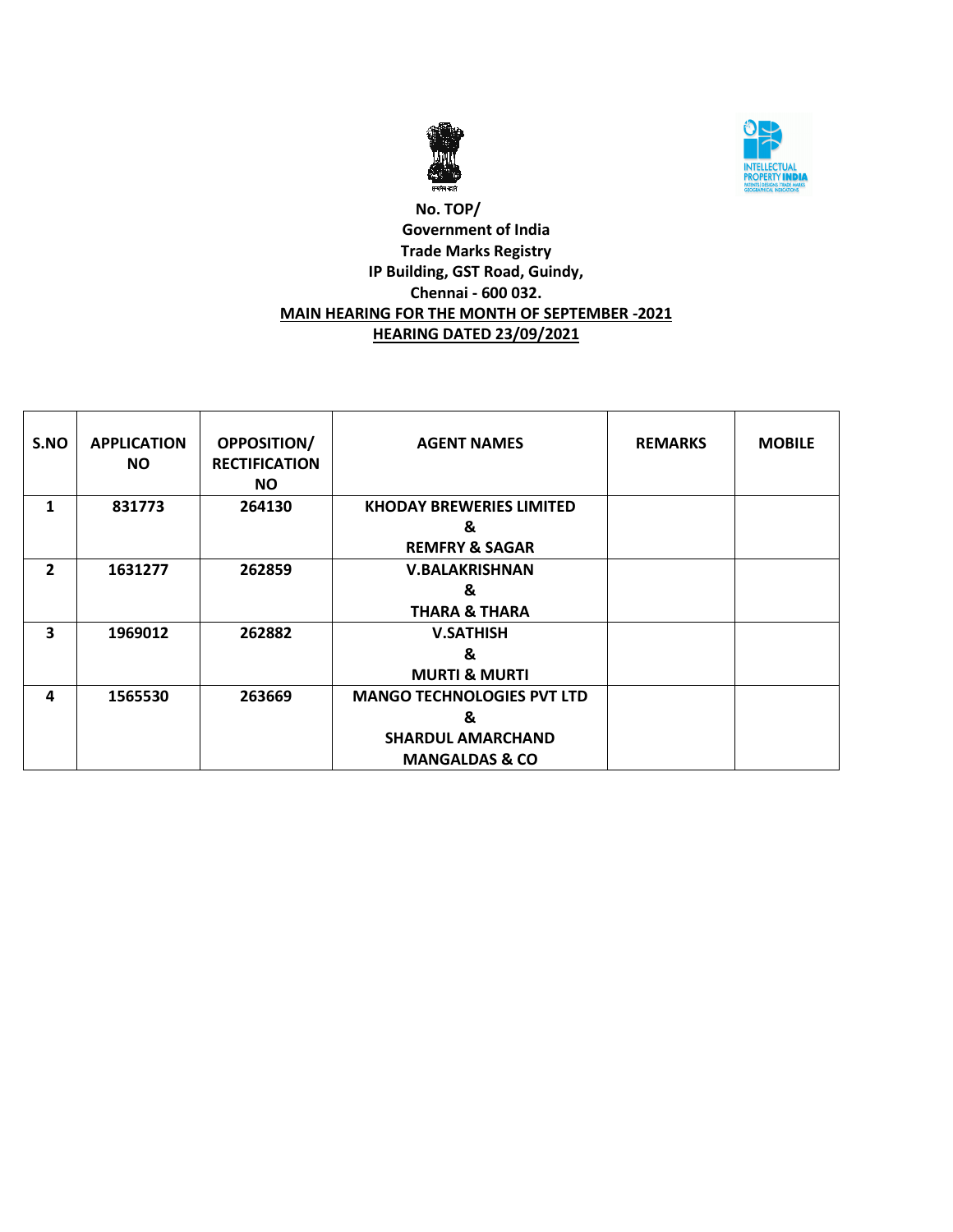No. TOP/
Government of India
Trade Marks Registry
IP Building, GST Road, Guindy,
Chennai - 600 032.

**MAIN HEARING FOR THE MONTH OF SEPTEMBER -2021**

**HEARING DATED 23/09/2021**

| S.NO | APPLICATION NO | OPPOSITION/ RECTIFICATION NO | AGENT NAMES | REMARKS | MOBILE |
|---|---|---|---|---|---|
| 1 | 831773 | 264130 | KHODAY BREWERIES LIMITED & REMFRY & SAGAR | | |
| 2 | 1631277 | 262859 | V.BALAKRISHNAN & THARA & THARA | | |
| 3 | 1969012 | 262882 | V.SATHISH & MURTI & MURTI | | |
| 4 | 1565530 | 263669 | MANGO TECHNOLOGIES PVT LTD & SHARDUL AMARCHAND MANGALDAS & CO | | |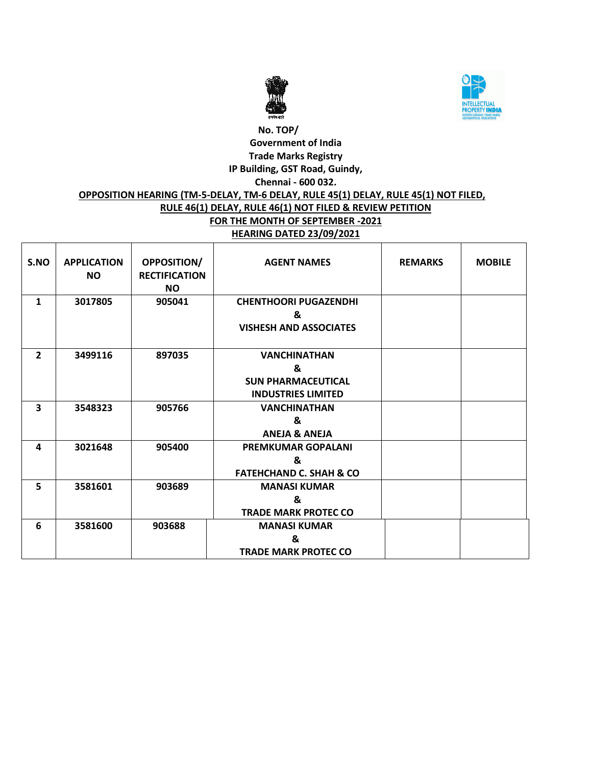No. TOP/
Government of India
Trade Marks Registry
IP Building, GST Road, Guindy,
Chennai - 600 032.

**OPPOSITION HEARING (TM-5-DELAY, TM-6 DELAY, RULE 45(1) DELAY, RULE 45(1) NOT FILED, RULE 46(1) DELAY, RULE 46(1) NOT FILED & REVIEW PETITION**

**FOR THE MONTH OF SEPTEMBER -2021**

**HEARING DATED 23/09/2021**

| S.NO | APPLICATION NO | OPPOSITION/ RECTIFICATION NO | AGENT NAMES | REMARKS | MOBILE |
|---|---|---|---|---|---|
| 1 | 3017805 | 905041 | CHENTHOORI PUGAZENDHI & VISHESH AND ASSOCIATES | | |
| 2 | 3499116 | 897035 | VANCHINATHAN & SUN PHARMACEUTICAL INDUSTRIES LIMITED | | |
| 3 | 3548323 | 905766 | VANCHINATHAN & ANEJA & ANEJA | | |
| 4 | 3021648 | 905400 | PREMKUMAR GOPALANI & FATEHCHAND C. SHAH & CO | | |
| 5 | 3581601 | 903689 | MANASI KUMAR & TRADE MARK PROTEC CO | | |
| 6 | 3581600 | 903688 | MANASI KUMAR & TRADE MARK PROTEC CO | | |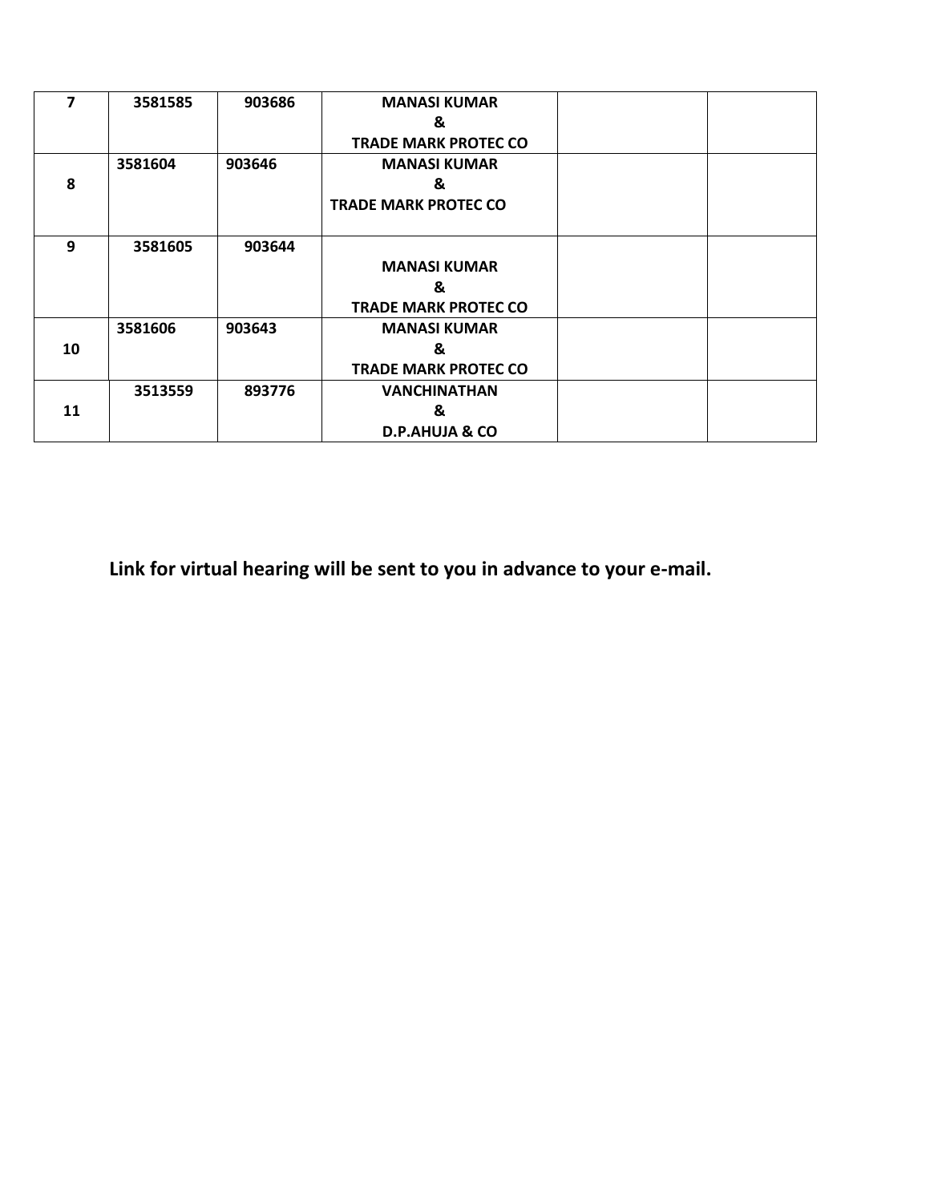| | | | | | |
|---|---|---|---|---|---|
| 7 | 3581585 | 903686 | MANASI KUMAR & TRADE MARK PROTEC CO | | |
| 8 | 3581604 | 903646 | MANASI KUMAR & TRADE MARK PROTEC CO | | |
| 9 | 3581605 | 903644 | MANASI KUMAR & TRADE MARK PROTEC CO | | |
| 10 | 3581606 | 903643 | MANASI KUMAR & TRADE MARK PROTEC CO | | |
| 11 | 3513559 | 893776 | VANCHINATHAN & D.P.AHUJA & CO | | |

**Link for virtual hearing will be sent to you in advance to your e-mail.**